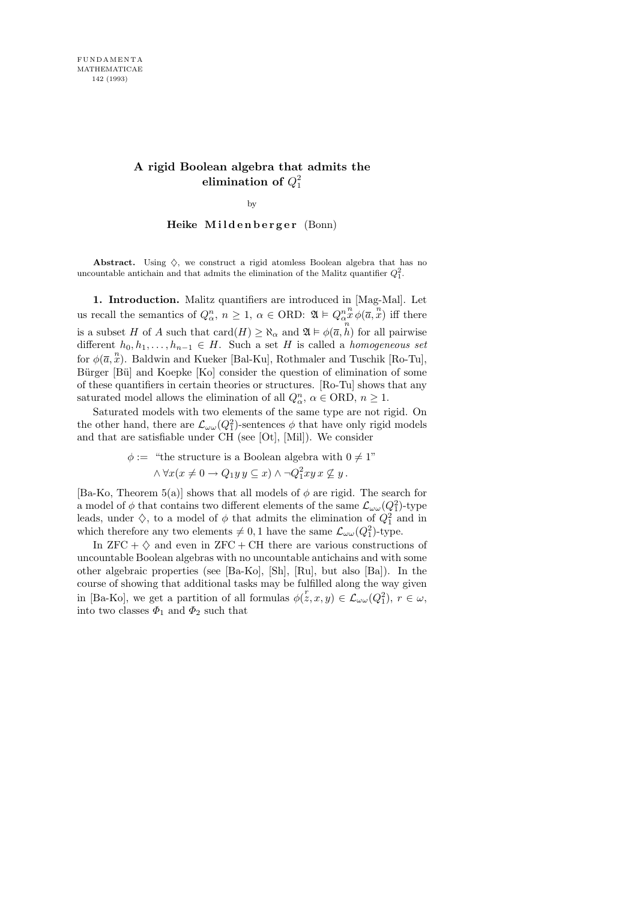# A rigid Boolean algebra that admits the elimination of $Q_1^2$

by

**Heike Mildenberger** (Bonn)

**Abstract.** Using $\diamondsuit$, we construct a rigid atomless Boolean algebra that has no uncountable antichain and that admits the elimination of the Malitz quantifier $Q_1^2$.

**1. Introduction.** Malitz quantifiers are introduced in [Mag-Mal]. Let us recall the semantics of $Q_\alpha^n$, $n \geq 1$, $\alpha \in \mathrm{ORD}$: $\mathfrak{A} \models Q_\alpha^n \overset{n}{x} \phi(\overline{a}, \overset{n}{x})$ iff there is a subset $H$ of $A$ such that $\mathrm{card}(H) \geq \aleph_\alpha$ and $\mathfrak{A} \models \phi(\overline{a}, \overset{n}{h})$ for all pairwise different $h_0, h_1, \ldots, h_{n-1} \in H$. Such a set $H$ is called a *homogeneous set* for $\phi(\overline{a}, \overset{n}{x})$. Baldwin and Kueker [Bal-Ku], Rothmaler and Tuschik [Ro-Tu], Bürger [Bü] and Koepke [Ko] consider the question of elimination of some of these quantifiers in certain theories or structures. [Ro-Tu] shows that any saturated model allows the elimination of all $Q_\alpha^n$, $\alpha \in \mathrm{ORD}$, $n \geq 1$.

Saturated models with two elements of the same type are not rigid. On the other hand, there are $\mathcal{L}_{\omega\omega}(Q_1^2)$-sentences $\phi$ that have only rigid models and that are satisfiable under CH (see [Ot], [Mil]). We consider

$$\phi := \text{“the structure is a Boolean algebra with } 0 \neq 1\text{”} \wedge \forall x (x \neq 0 \rightarrow Q_1 y\, y \subseteq x) \wedge \neg Q_1^2 xy\, x \not\subseteq y\,.$$

[Ba-Ko, Theorem 5(a)] shows that all models of $\phi$ are rigid. The search for a model of $\phi$ that contains two different elements of the same $\mathcal{L}_{\omega\omega}(Q_1^2)$-type leads, under $\diamondsuit$, to a model of $\phi$ that admits the elimination of $Q_1^2$ and in which therefore any two elements $\neq 0, 1$ have the same $\mathcal{L}_{\omega\omega}(Q_1^2)$-type.

In $\mathrm{ZFC} + \diamondsuit$ and even in $\mathrm{ZFC} + \mathrm{CH}$ there are various constructions of uncountable Boolean algebras with no uncountable antichains and with some other algebraic properties (see [Ba-Ko], [Sh], [Ru], but also [Ba]). In the course of showing that additional tasks may be fulfilled along the way given in [Ba-Ko], we get a partition of all formulas $\phi(\overset{r}{z}, x, y) \in \mathcal{L}_{\omega\omega}(Q_1^2)$, $r \in \omega$, into two classes $\Phi_1$ and $\Phi_2$ such that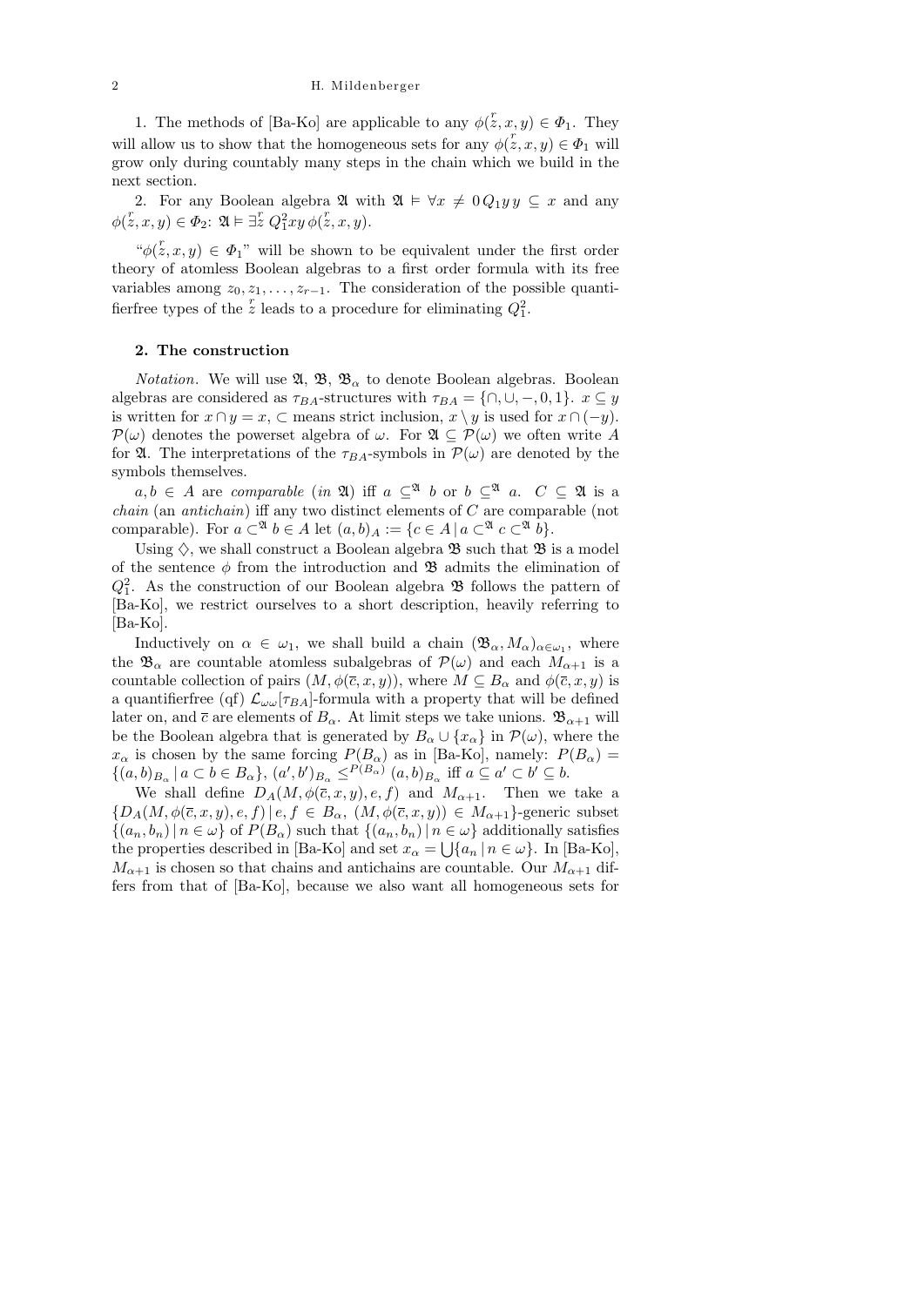1. The methods of [Ba-Ko] are applicable to any $\phi(\overset{r}{z}, x, y) \in \Phi_1$. They will allow us to show that the homogeneous sets for any $\phi(\overset{r}{z}, x, y) \in \Phi_1$ will grow only during countably many steps in the chain which we build in the next section.

2. For any Boolean algebra $\mathfrak{A}$ with $\mathfrak{A} \models \forall x \neq 0 \, Q_1 y \, y \subseteq x$ and any $\phi(\overset{r}{z}, x, y) \in \Phi_2$: $\mathfrak{A} \models \exists \overset{r}{z} \, Q_1^2 xy \, \phi(\overset{r}{z}, x, y)$.

"$\phi(\overset{r}{z}, x, y) \in \Phi_1$" will be shown to be equivalent under the first order theory of atomless Boolean algebras to a first order formula with its free variables among $z_0, z_1, \ldots, z_{r-1}$. The consideration of the possible quantifierfree types of the $\overset{r}{z}$ leads to a procedure for eliminating $Q_1^2$.

## 2. The construction

*Notation*. We will use $\mathfrak{A}$, $\mathfrak{B}$, $\mathfrak{B}_\alpha$ to denote Boolean algebras. Boolean algebras are considered as $\tau_{BA}$-structures with $\tau_{BA} = \{\cap, \cup, -, 0, 1\}$. $x \subseteq y$ is written for $x \cap y = x$, $\subset$ means strict inclusion, $x \setminus y$ is used for $x \cap (-y)$. $\mathcal{P}(\omega)$ denotes the powerset algebra of $\omega$. For $\mathfrak{A} \subseteq \mathcal{P}(\omega)$ we often write $A$ for $\mathfrak{A}$. The interpretations of the $\tau_{BA}$-symbols in $\mathcal{P}(\omega)$ are denoted by the symbols themselves.

$a, b \in A$ are *comparable* (*in* $\mathfrak{A}$) iff $a \subseteq^{\mathfrak{A}} b$ or $b \subseteq^{\mathfrak{A}} a$. $C \subseteq \mathfrak{A}$ is a *chain* (an *antichain*) iff any two distinct elements of $C$ are comparable (not comparable). For $a \subset^{\mathfrak{A}} b \in A$ let $(a, b)_A := \{c \in A \mid a \subset^{\mathfrak{A}} c \subset^{\mathfrak{A}} b\}$.

Using $\diamondsuit$, we shall construct a Boolean algebra $\mathfrak{B}$ such that $\mathfrak{B}$ is a model of the sentence $\phi$ from the introduction and $\mathfrak{B}$ admits the elimination of $Q_1^2$. As the construction of our Boolean algebra $\mathfrak{B}$ follows the pattern of [Ba-Ko], we restrict ourselves to a short description, heavily referring to [Ba-Ko].

Inductively on $\alpha \in \omega_1$, we shall build a chain $(\mathfrak{B}_\alpha, M_\alpha)_{\alpha \in \omega_1}$, where the $\mathfrak{B}_\alpha$ are countable atomless subalgebras of $\mathcal{P}(\omega)$ and each $M_{\alpha+1}$ is a countable collection of pairs $(M, \phi(\overline{c}, x, y))$, where $M \subseteq B_\alpha$ and $\phi(\overline{c}, x, y)$ is a quantifierfree (qf) $\mathcal{L}_{\omega\omega}[\tau_{BA}]$-formula with a property that will be defined later on, and $\overline{c}$ are elements of $B_\alpha$. At limit steps we take unions. $\mathfrak{B}_{\alpha+1}$ will be the Boolean algebra that is generated by $B_\alpha \cup \{x_\alpha\}$ in $\mathcal{P}(\omega)$, where the $x_\alpha$ is chosen by the same forcing $P(B_\alpha)$ as in [Ba-Ko], namely: $P(B_\alpha) = \{(a, b)_{B_\alpha} \mid a \subset b \in B_\alpha\}$, $(a', b')_{B_\alpha} \leq^{P(B_\alpha)} (a, b)_{B_\alpha}$ iff $a \subseteq a' \subset b' \subseteq b$.

We shall define $D_A(M, \phi(\overline{c}, x, y), e, f)$ and $M_{\alpha+1}$. Then we take a $\{D_A(M, \phi(\overline{c}, x, y), e, f) \mid e, f \in B_\alpha, \ (M, \phi(\overline{c}, x, y)) \in M_{\alpha+1}\}$-generic subset $\{(a_n, b_n) \mid n \in \omega\}$ of $P(B_\alpha)$ such that $\{(a_n, b_n) \mid n \in \omega\}$ additionally satisfies the properties described in [Ba-Ko] and set $x_\alpha = \bigcup\{a_n \mid n \in \omega\}$. In [Ba-Ko], $M_{\alpha+1}$ is chosen so that chains and antichains are countable. Our $M_{\alpha+1}$ differs from that of [Ba-Ko], because we also want all homogeneous sets for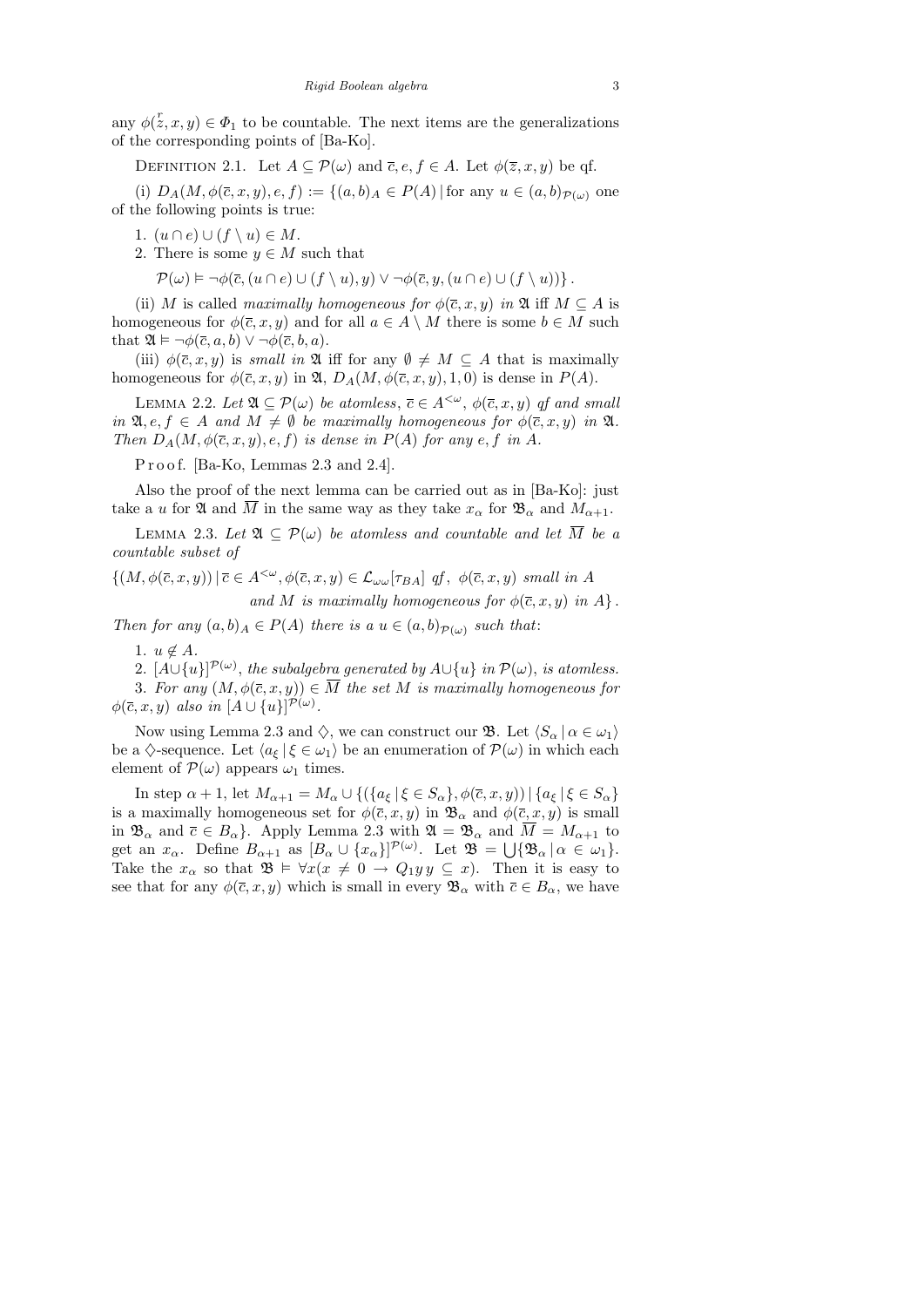any $\phi(\overset{r}{z}, x, y) \in \Phi_1$ to be countable. The next items are the generalizations of the corresponding points of [Ba-Ko].

Definition 2.1. Let $A \subseteq \mathcal{P}(\omega)$ and $\overline{c}, e, f \in A$. Let $\phi(\overline{z}, x, y)$ be qf.

(i) $D_A(M, \phi(\overline{c}, x, y), e, f) := \{(a, b)_A \in P(A) \mid$ for any $u \in (a, b)_{\mathcal{P}(\omega)}$ one of the following points is true:

1. $(u \cap e) \cup (f \setminus u) \in M$.
2. There is some $y \in M$ such that

$$\mathcal{P}(\omega) \models \neg\phi(\overline{c}, (u \cap e) \cup (f \setminus u), y) \vee \neg\phi(\overline{c}, y, (u \cap e) \cup (f \setminus u))\}\,.$$

(ii) $M$ is called *maximally homogeneous for* $\phi(\overline{c}, x, y)$ *in* $\mathfrak{A}$ iff $M \subseteq A$ is homogeneous for $\phi(\overline{c}, x, y)$ and for all $a \in A \setminus M$ there is some $b \in M$ such that $\mathfrak{A} \models \neg\phi(\overline{c}, a, b) \vee \neg\phi(\overline{c}, b, a)$.

(iii) $\phi(\overline{c}, x, y)$ is *small in* $\mathfrak{A}$ iff for any $\emptyset \neq M \subseteq A$ that is maximally homogeneous for $\phi(\overline{c}, x, y)$ in $\mathfrak{A}$, $D_A(M, \phi(\overline{c}, x, y), 1, 0)$ is dense in $P(A)$.

Lemma 2.2. *Let $\mathfrak{A} \subseteq \mathcal{P}(\omega)$ be atomless, $\overline{c} \in A^{<\omega}$, $\phi(\overline{c}, x, y)$ qf and small in $\mathfrak{A}, e, f \in A$ and $M \neq \emptyset$ be maximally homogeneous for $\phi(\overline{c}, x, y)$ in $\mathfrak{A}$. Then $D_A(M, \phi(\overline{c}, x, y), e, f)$ is dense in $P(A)$ for any $e, f$ in $A$.*

Proof. [Ba-Ko, Lemmas 2.3 and 2.4].

Also the proof of the next lemma can be carried out as in [Ba-Ko]: just take a $u$ for $\mathfrak{A}$ and $\overline{M}$ in the same way as they take $x_\alpha$ for $\mathfrak{B}_\alpha$ and $M_{\alpha+1}$.

Lemma 2.3. *Let $\mathfrak{A} \subseteq \mathcal{P}(\omega)$ be atomless and countable and let $\overline{M}$ be a countable subset of*

$$\{(M, \phi(\overline{c}, x, y)) \mid \overline{c} \in A^{<\omega}, \phi(\overline{c}, x, y) \in \mathcal{L}_{\omega\omega}[\tau_{BA}] \text{ qf},\ \phi(\overline{c}, x, y) \text{ small in } A \text{ and } M \text{ is maximally homogeneous for } \phi(\overline{c}, x, y) \text{ in } A\}\,.$$

*Then for any $(a, b)_A \in P(A)$ there is a $u \in (a, b)_{\mathcal{P}(\omega)}$ such that*:

1. $u \notin A$.
2. $[A \cup \{u\}]^{\mathcal{P}(\omega)}$, *the subalgebra generated by $A \cup \{u\}$ in $\mathcal{P}(\omega)$, is atomless.*
3. *For any $(M, \phi(\overline{c}, x, y)) \in \overline{M}$ the set $M$ is maximally homogeneous for $\phi(\overline{c}, x, y)$ also in $[A \cup \{u\}]^{\mathcal{P}(\omega)}$.*

Now using Lemma 2.3 and $\diamondsuit$, we can construct our $\mathfrak{B}$. Let $\langle S_\alpha \mid \alpha \in \omega_1\rangle$ be a $\diamondsuit$-sequence. Let $\langle a_\xi \mid \xi \in \omega_1\rangle$ be an enumeration of $\mathcal{P}(\omega)$ in which each element of $\mathcal{P}(\omega)$ appears $\omega_1$ times.

In step $\alpha + 1$, let $M_{\alpha+1} = M_\alpha \cup \{(\{a_\xi \mid \xi \in S_\alpha\}, \phi(\overline{c}, x, y)) \mid \{a_\xi \mid \xi \in S_\alpha\}$ is a maximally homogeneous set for $\phi(\overline{c}, x, y)$ in $\mathfrak{B}_\alpha$ and $\phi(\overline{c}, x, y)$ is small in $\mathfrak{B}_\alpha$ and $\overline{c} \in B_\alpha\}$. Apply Lemma 2.3 with $\mathfrak{A} = \mathfrak{B}_\alpha$ and $\overline{M} = M_{\alpha+1}$ to get an $x_\alpha$. Define $B_{\alpha+1}$ as $[B_\alpha \cup \{x_\alpha\}]^{\mathcal{P}(\omega)}$. Let $\mathfrak{B} = \bigcup\{\mathfrak{B}_\alpha \mid \alpha \in \omega_1\}$. Take the $x_\alpha$ so that $\mathfrak{B} \models \forall x(x \neq 0 \rightarrow Q_1 y\, y \subseteq x)$. Then it is easy to see that for any $\phi(\overline{c}, x, y)$ which is small in every $\mathfrak{B}_\alpha$ with $\overline{c} \in B_\alpha$, we have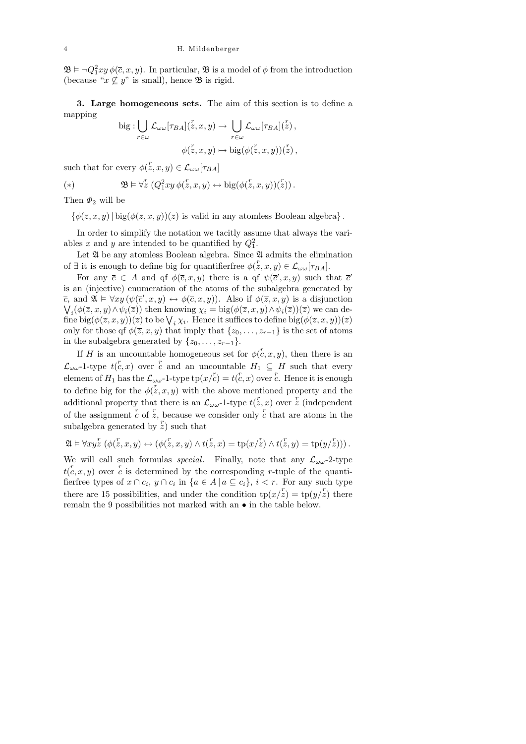$\mathfrak{B} \models \neg Q_1^2 xy\, \phi(\overline{c}, x, y)$. In particular, $\mathfrak{B}$ is a model of $\phi$ from the introduction (because "$x \not\subseteq y$" is small), hence $\mathfrak{B}$ is rigid.

**3. Large homogeneous sets.** The aim of this section is to define a mapping

$$\text{big} : \bigcup_{r\in\omega} \mathcal{L}_{\omega\omega}[\tau_{BA}](\overset{r}{z}, x, y) \to \bigcup_{r\in\omega} \mathcal{L}_{\omega\omega}[\tau_{BA}](\overset{r}{z}),$$

$$\phi(\overset{r}{z}, x, y) \mapsto \text{big}(\phi(\overset{r}{z}, x, y))(\overset{r}{z}),$$

such that for every $\phi(\overset{r}{z}, x, y) \in \mathcal{L}_{\omega\omega}[\tau_{BA}]$

$$(*) \qquad \mathfrak{B} \models \forall \overset{r}{z}\, (Q_1^2 xy\, \phi(\overset{r}{z}, x, y) \leftrightarrow \text{big}(\phi(\overset{r}{z}, x, y))(\overset{r}{z})).$$

Then $\Phi_2$ will be

$$\{\phi(\overline{z}, x, y) \mid \text{big}(\phi(\overline{z}, x, y))(\overline{z}) \text{ is valid in any atomless Boolean algebra}\}.$$

In order to simplify the notation we tacitly assume that always the variables $x$ and $y$ are intended to be quantified by $Q_1^2$.

Let $\mathfrak{A}$ be any atomless Boolean algebra. Since $\mathfrak{A}$ admits the elimination of $\exists$ it is enough to define big for quantifierfree $\phi(\overset{r}{z}, x, y) \in \mathcal{L}_{\omega\omega}[\tau_{BA}]$.

For any $\overline{c} \in A$ and qf $\phi(\overline{c}, x, y)$ there is a qf $\psi(\overline{c}', x, y)$ such that $\overline{c}'$ is an (injective) enumeration of the atoms of the subalgebra generated by $\overline{c}$, and $\mathfrak{A} \models \forall xy\, (\psi(\overline{c}', x, y) \leftrightarrow \phi(\overline{c}, x, y))$. Also if $\phi(\overline{z}, x, y)$ is a disjunction $\bigvee_i (\phi(\overline{z}, x, y) \wedge \psi_i(\overline{z}))$ then knowing $\chi_i = \text{big}(\phi(\overline{z}, x, y) \wedge \psi_i(\overline{z}))(\overline{z})$ we can define $\text{big}(\phi(\overline{z}, x, y))(\overline{z})$ to be $\bigvee_i \chi_i$. Hence it suffices to define $\text{big}(\phi(\overline{z}, x, y))(\overline{z})$ only for those qf $\phi(\overline{z}, x, y)$ that imply that $\{z_0, \ldots, z_{r-1}\}$ is the set of atoms in the subalgebra generated by $\{z_0, \ldots, z_{r-1}\}$.

If $H$ is an uncountable homogeneous set for $\phi(\overset{r}{c}, x, y)$, then there is an $\mathcal{L}_{\omega\omega}$-1-type $t(\overset{r}{c}, x)$ over $\overset{r}{c}$ and an uncountable $H_1 \subseteq H$ such that every element of $H_1$ has the $\mathcal{L}_{\omega\omega}$-1-type $\text{tp}(x/\overset{r}{c}) = t(\overset{r}{c}, x)$ over $\overset{r}{c}$. Hence it is enough to define big for the $\phi(\overset{r}{z}, x, y)$ with the above mentioned property and the additional property that there is an $\mathcal{L}_{\omega\omega}$-1-type $t(\overset{r}{z}, x)$ over $\overset{r}{z}$ (independent of the assignment $\overset{r}{c}$ of $\overset{r}{z}$, because we consider only $\overset{r}{c}$ that are atoms in the subalgebra generated by $\overset{r}{z}$) such that

$$\mathfrak{A} \models \forall xy\overset{r}{z}\, (\phi(\overset{r}{z}, x, y) \leftrightarrow (\phi(\overset{r}{z}, x, y) \wedge t(\overset{r}{z}, x) = \text{tp}(x/\overset{r}{z}) \wedge t(\overset{r}{z}, y) = \text{tp}(y/\overset{r}{z}))).$$

We will call such formulas *special*. Finally, note that any $\mathcal{L}_{\omega\omega}$-2-type $t(\overset{r}{c}, x, y)$ over $\overset{r}{c}$ is determined by the corresponding $r$-tuple of the quantifierfree types of $x \cap c_i$, $y \cap c_i$ in $\{a \in A \mid a \subseteq c_i\}$, $i < r$. For any such type there are 15 possibilities, and under the condition $\text{tp}(x/\overset{r}{z}) = \text{tp}(y/\overset{r}{z})$ there remain the 9 possibilities not marked with an $\bullet$ in the table below.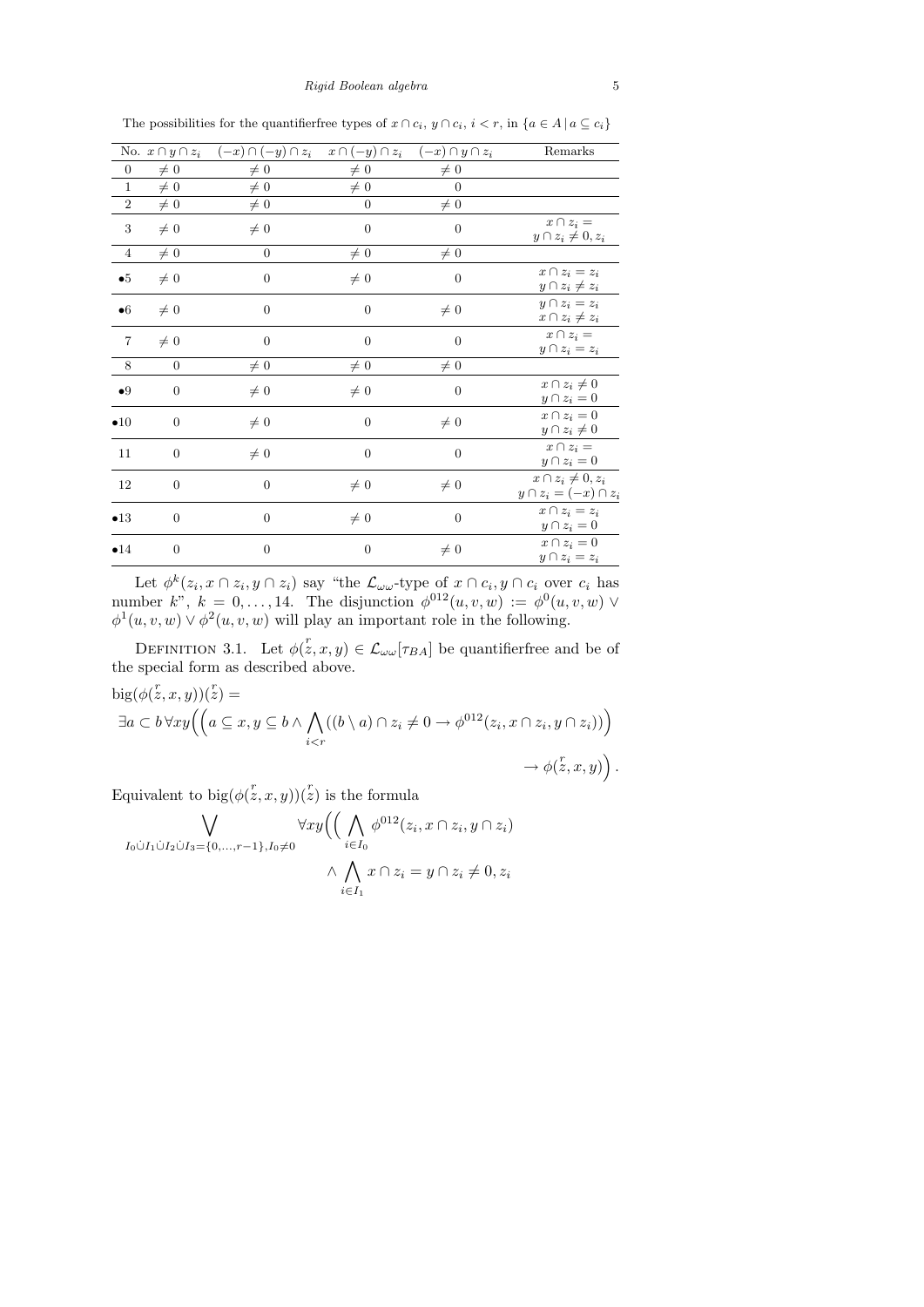The possibilities for the quantifierfree types of $x \cap c_i$, $y \cap c_i$, $i < r$, in $\{a \in A \mid a \subseteq c_i\}$

| No. | $x \cap y \cap z_i$ | $(-x) \cap (-y) \cap z_i$ | $x \cap (-y) \cap z_i$ | $(-x) \cap y \cap z_i$ | Remarks |
|---|---|---|---|---|---|
| 0 | $\neq 0$ | $\neq 0$ | $\neq 0$ | $\neq 0$ | |
| 1 | $\neq 0$ | $\neq 0$ | $\neq 0$ | 0 | |
| 2 | $\neq 0$ | $\neq 0$ | 0 | $\neq 0$ | |
| 3 | $\neq 0$ | $\neq 0$ | 0 | 0 | $x \cap z_i = y \cap z_i \neq 0, z_i$ |
| 4 | $\neq 0$ | 0 | $\neq 0$ | $\neq 0$ | |
| •5 | $\neq 0$ | 0 | $\neq 0$ | 0 | $x \cap z_i = z_i$ $y \cap z_i \neq z_i$ |
| •6 | $\neq 0$ | 0 | 0 | $\neq 0$ | $y \cap z_i = z_i$ $x \cap z_i \neq z_i$ |
| 7 | $\neq 0$ | 0 | 0 | 0 | $x \cap z_i = y \cap z_i = z_i$ |
| 8 | 0 | $\neq 0$ | $\neq 0$ | $\neq 0$ | |
| •9 | 0 | $\neq 0$ | $\neq 0$ | 0 | $x \cap z_i \neq 0$ $y \cap z_i = 0$ |
| •10 | 0 | $\neq 0$ | 0 | $\neq 0$ | $x \cap z_i = 0$ $y \cap z_i \neq 0$ |
| 11 | 0 | $\neq 0$ | 0 | 0 | $x \cap z_i = y \cap z_i = 0$ |
| 12 | 0 | 0 | $\neq 0$ | $\neq 0$ | $x \cap z_i \neq 0, z_i$ $y \cap z_i = (-x) \cap z_i$ |
| •13 | 0 | 0 | $\neq 0$ | 0 | $x \cap z_i = z_i$ $y \cap z_i = 0$ |
| •14 | 0 | 0 | 0 | $\neq 0$ | $x \cap z_i = 0$ $y \cap z_i = z_i$ |

Let $\phi^k(z_i, x \cap z_i, y \cap z_i)$ say "the $\mathcal{L}_{\omega\omega}$-type of $x \cap c_i, y \cap c_i$ over $c_i$ has number $k$", $k = 0, \ldots, 14$. The disjunction $\phi^{012}(u,v,w) := \phi^0(u,v,w) \vee \phi^1(u,v,w) \vee \phi^2(u,v,w)$ will play an important role in the following.

Definition 3.1. Let $\phi(\overset{r}{z}, x, y) \in \mathcal{L}_{\omega\omega}[\tau_{BA}]$ be quantifierfree and be of the special form as described above.

$$\mathrm{big}(\phi(\overset{r}{z}, x, y))(\overset{r}{z}) =$$
$$\exists a \subset b \, \forall xy \Big( \Big( a \subseteq x, y \subseteq b \wedge \bigwedge_{i<r} ((b \setminus a) \cap z_i \neq 0 \rightarrow \phi^{012}(z_i, x \cap z_i, y \cap z_i)) \Big) \rightarrow \phi(\overset{r}{z}, x, y) \Big).$$

Equivalent to $\mathrm{big}(\phi(\overset{r}{z}, x, y))(\overset{r}{z})$ is the formula

$$\bigvee_{I_0 \dot\cup I_1 \dot\cup I_2 \dot\cup I_3 = \{0,\ldots,r-1\}, I_0 \neq 0} \forall xy \Big( \Big( \bigwedge_{i \in I_0} \phi^{012}(z_i, x \cap z_i, y \cap z_i)$$
$$\wedge \bigwedge_{i \in I_1} x \cap z_i = y \cap z_i \neq 0, z_i$$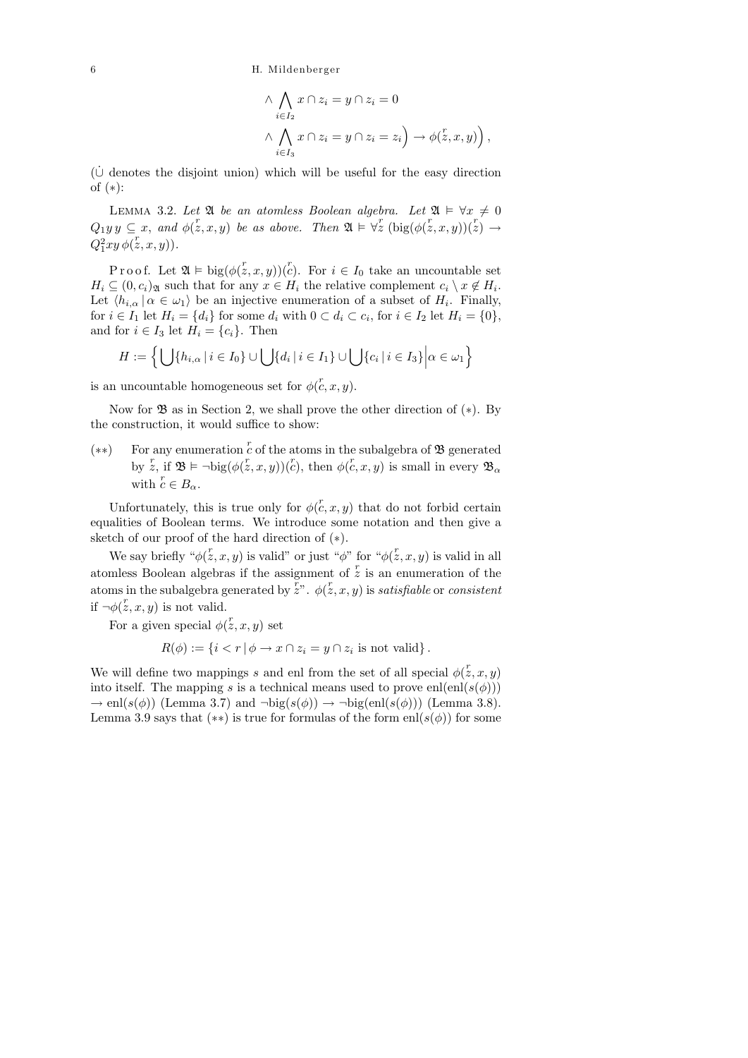$$\wedge \bigwedge_{i \in I_2} x \cap z_i = y \cap z_i = 0$$
$$\wedge \bigwedge_{i \in I_3} x \cap z_i = y \cap z_i = z_i \Big) \to \phi(\overset{r}{z}, x, y) \Big),$$

($\dot\cup$ denotes the disjoint union) which will be useful for the easy direction of $(*)$:

LEMMA 3.2. *Let $\mathfrak{A}$ be an atomless Boolean algebra. Let $\mathfrak{A} \models \forall x \neq 0$ $Q_1 y\, y \subseteq x$, and $\phi(\overset{r}{z}, x, y)$ be as above. Then $\mathfrak{A} \models \forall \overset{r}{z}\, (\mathrm{big}(\phi(\overset{r}{z}, x, y))(\overset{r}{z}) \to Q_1^2 xy\, \phi(\overset{r}{z}, x, y))$.*

Proof. Let $\mathfrak{A} \models \mathrm{big}(\phi(\overset{r}{z}, x, y))(\overset{r}{c})$. For $i \in I_0$ take an uncountable set $H_i \subseteq (0, c_i)_{\mathfrak{A}}$ such that for any $x \in H_i$ the relative complement $c_i \setminus x \notin H_i$. Let $\langle h_{i,\alpha} \mid \alpha \in \omega_1 \rangle$ be an injective enumeration of a subset of $H_i$. Finally, for $i \in I_1$ let $H_i = \{d_i\}$ for some $d_i$ with $0 \subset d_i \subset c_i$, for $i \in I_2$ let $H_i = \{0\}$, and for $i \in I_3$ let $H_i = \{c_i\}$. Then

$$H := \Big\{ \bigcup \{h_{i,\alpha} \mid i \in I_0\} \cup \bigcup \{d_i \mid i \in I_1\} \cup \bigcup \{c_i \mid i \in I_3\} \Big| \alpha \in \omega_1 \Big\}$$

is an uncountable homogeneous set for $\phi(\overset{r}{c}, x, y)$.

Now for $\mathfrak{B}$ as in Section 2, we shall prove the other direction of $(*)$. By the construction, it would suffice to show:

$(**)$ For any enumeration $\overset{r}{c}$ of the atoms in the subalgebra of $\mathfrak{B}$ generated by $\overset{r}{z}$, if $\mathfrak{B} \models \neg\mathrm{big}(\phi(\overset{r}{z}, x, y))(\overset{r}{c})$, then $\phi(\overset{r}{c}, x, y)$ is small in every $\mathfrak{B}_\alpha$ with $\overset{r}{c} \in B_\alpha$.

Unfortunately, this is true only for $\phi(\overset{r}{c}, x, y)$ that do not forbid certain equalities of Boolean terms. We introduce some notation and then give a sketch of our proof of the hard direction of $(*)$.

We say briefly "$\phi(\overset{r}{z}, x, y)$ is valid" or just "$\phi$" for "$\phi(\overset{r}{z}, x, y)$ is valid in all atomless Boolean algebras if the assignment of $\overset{r}{z}$ is an enumeration of the atoms in the subalgebra generated by $\overset{r}{z}$". $\phi(\overset{r}{z}, x, y)$ is *satisfiable* or *consistent* if $\neg\phi(\overset{r}{z}, x, y)$ is not valid.

For a given special $\phi(\overset{r}{z}, x, y)$ set

$$R(\phi) := \{ i < r \mid \phi \to x \cap z_i = y \cap z_i \text{ is not valid} \}.$$

We will define two mappings $s$ and enl from the set of all special $\phi(\overset{r}{z}, x, y)$ into itself. The mapping $s$ is a technical means used to prove $\mathrm{enl}(\mathrm{enl}(s(\phi))) \to \mathrm{enl}(s(\phi))$ (Lemma 3.7) and $\neg\mathrm{big}(s(\phi)) \to \neg\mathrm{big}(\mathrm{enl}(s(\phi)))$ (Lemma 3.8). Lemma 3.9 says that $(**)$ is true for formulas of the form $\mathrm{enl}(s(\phi))$ for some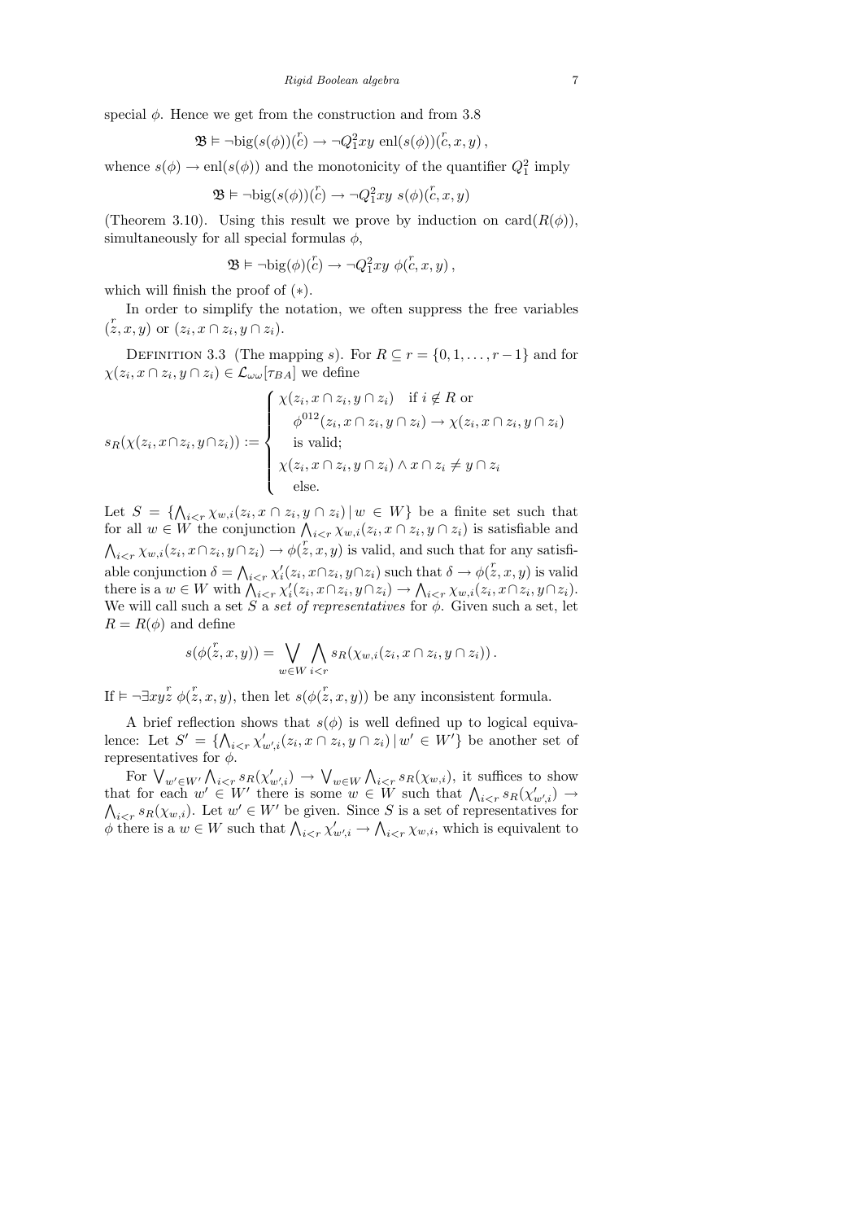special $\phi$. Hence we get from the construction and from 3.8

$$\mathfrak{B} \models \neg\mathrm{big}(s(\phi))(\overset{r}{c}) \to \neg Q_1^2 xy \ \mathrm{enl}(s(\phi))(\overset{r}{c}, x, y)\,,$$

whence $s(\phi) \to \mathrm{enl}(s(\phi))$ and the monotonicity of the quantifier $Q_1^2$ imply

$$\mathfrak{B} \models \neg\mathrm{big}(s(\phi))(\overset{r}{c}) \to \neg Q_1^2 xy \ s(\phi)(\overset{r}{c}, x, y)$$

(Theorem 3.10). Using this result we prove by induction on $\mathrm{card}(R(\phi))$, simultaneously for all special formulas $\phi$,

$$\mathfrak{B} \models \neg\mathrm{big}(\phi)(\overset{r}{c}) \to \neg Q_1^2 xy \ \phi(\overset{r}{c}, x, y)\,,$$

which will finish the proof of $(*)$.

In order to simplify the notation, we often suppress the free variables $(\overset{r}{z}, x, y)$ or $(z_i, x \cap z_i, y \cap z_i)$.

Definition 3.3 (The mapping $s$). For $R \subseteq r = \{0, 1, \ldots, r-1\}$ and for $\chi(z_i, x \cap z_i, y \cap z_i) \in \mathcal{L}_{\omega\omega}[\tau_{BA}]$ we define

$$s_R(\chi(z_i, x\cap z_i, y\cap z_i)) := \begin{cases} \chi(z_i, x \cap z_i, y \cap z_i) & \text{if } i \notin R \text{ or} \\ \quad \phi^{012}(z_i, x \cap z_i, y \cap z_i) \to \chi(z_i, x \cap z_i, y \cap z_i) & \\ \quad \text{is valid;} & \\ \chi(z_i, x \cap z_i, y \cap z_i) \wedge x \cap z_i \neq y \cap z_i & \\ \quad \text{else.} & \end{cases}$$

Let $S = \{\bigwedge_{i<r} \chi_{w,i}(z_i, x \cap z_i, y \cap z_i) \,|\, w \in W\}$ be a finite set such that for all $w \in W$ the conjunction $\bigwedge_{i<r} \chi_{w,i}(z_i, x \cap z_i, y \cap z_i)$ is satisfiable and $\bigwedge_{i<r} \chi_{w,i}(z_i, x\cap z_i, y\cap z_i) \to \phi(\overset{r}{z}, x, y)$ is valid, and such that for any satisfiable conjunction $\delta = \bigwedge_{i<r} \chi'_i(z_i, x\cap z_i, y\cap z_i)$ such that $\delta \to \phi(\overset{r}{z}, x, y)$ is valid there is a $w \in W$ with $\bigwedge_{i<r} \chi'_i(z_i, x\cap z_i, y\cap z_i) \to \bigwedge_{i<r} \chi_{w,i}(z_i, x\cap z_i, y\cap z_i)$. We will call such a set $S$ a *set of representatives* for $\phi$. Given such a set, let $R = R(\phi)$ and define

$$s(\phi(\overset{r}{z}, x, y)) = \bigvee_{w\in W} \bigwedge_{i<r} s_R(\chi_{w,i}(z_i, x \cap z_i, y \cap z_i))\,.$$

If $\models \neg\exists xy\overset{r}{z}\ \phi(\overset{r}{z}, x, y)$, then let $s(\phi(\overset{r}{z}, x, y))$ be any inconsistent formula.

A brief reflection shows that $s(\phi)$ is well defined up to logical equivalence: Let $S' = \{\bigwedge_{i<r} \chi'_{w',i}(z_i, x \cap z_i, y \cap z_i) \,|\, w' \in W'\}$ be another set of representatives for $\phi$.

For $\bigvee_{w'\in W'} \bigwedge_{i<r} s_R(\chi'_{w',i}) \to \bigvee_{w\in W} \bigwedge_{i<r} s_R(\chi_{w,i})$, it suffices to show that for each $w' \in W'$ there is some $w \in W$ such that $\bigwedge_{i<r} s_R(\chi'_{w',i}) \to \bigwedge_{i<r} s_R(\chi_{w,i})$. Let $w' \in W'$ be given. Since $S$ is a set of representatives for $\phi$ there is a $w \in W$ such that $\bigwedge_{i<r} \chi'_{w',i} \to \bigwedge_{i<r} \chi_{w,i}$, which is equivalent to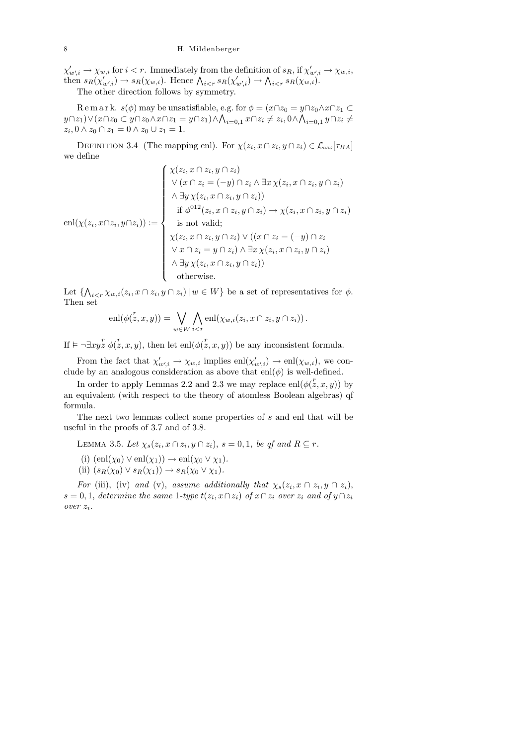$\chi'_{w',i} \to \chi_{w,i}$ for $i < r$. Immediately from the definition of $s_R$, if $\chi'_{w',i} \to \chi_{w,i}$, then $s_R(\chi'_{w',i}) \to s_R(\chi_{w,i})$. Hence $\bigwedge_{i<r} s_R(\chi'_{w',i}) \to \bigwedge_{i<r} s_R(\chi_{w,i})$.

The other direction follows by symmetry.

Remark. $s(\phi)$ may be unsatisfiable, e.g. for $\phi = (x \cap z_0 = y \cap z_0 \wedge x \cap z_1 \subset y \cap z_1) \vee (x \cap z_0 \subset y \cap z_0 \wedge x \cap z_1 = y \cap z_1) \wedge \bigwedge_{i=0,1} x \cap z_i \neq z_i, 0 \wedge \bigwedge_{i=0,1} y \cap z_i \neq z_i, 0 \wedge z_0 \cap z_1 = 0 \wedge z_0 \cup z_1 = 1$.

Definition 3.4 (The mapping enl). For $\chi(z_i, x \cap z_i, y \cap z_i) \in \mathcal{L}_{\omega\omega}[\tau_{BA}]$ we define

$$\operatorname{enl}(\chi(z_i, x \cap z_i, y \cap z_i)) := \begin{cases} \chi(z_i, x \cap z_i, y \cap z_i) \\ \vee\, (x \cap z_i = (-y) \cap z_i \wedge \exists x\, \chi(z_i, x \cap z_i, y \cap z_i) \\ \wedge\, \exists y\, \chi(z_i, x \cap z_i, y \cap z_i)) \\ \quad \text{if } \phi^{012}(z_i, x \cap z_i, y \cap z_i) \to \chi(z_i, x \cap z_i, y \cap z_i) \\ \quad \text{is not valid;} \\ \chi(z_i, x \cap z_i, y \cap z_i) \vee ((x \cap z_i = (-y) \cap z_i \\ \vee\, x \cap z_i = y \cap z_i) \wedge \exists x\, \chi(z_i, x \cap z_i, y \cap z_i) \\ \wedge\, \exists y\, \chi(z_i, x \cap z_i, y \cap z_i)) \\ \quad \text{otherwise.} \end{cases}$$

Let $\{\bigwedge_{i<r} \chi_{w,i}(z_i, x \cap z_i, y \cap z_i) \mid w \in W\}$ be a set of representatives for $\phi$. Then set

$$\operatorname{enl}(\phi(\overset{r}{z}, x, y)) = \bigvee_{w \in W} \bigwedge_{i<r} \operatorname{enl}(\chi_{w,i}(z_i, x \cap z_i, y \cap z_i)).$$

If $\models \neg \exists x y \overset{r}{z}\, \phi(\overset{r}{z}, x, y)$, then let $\operatorname{enl}(\phi(\overset{r}{z}, x, y))$ be any inconsistent formula.

From the fact that $\chi'_{w',i} \to \chi_{w,i}$ implies $\operatorname{enl}(\chi'_{w',i}) \to \operatorname{enl}(\chi_{w,i})$, we conclude by an analogous consideration as above that $\operatorname{enl}(\phi)$ is well-defined.

In order to apply Lemmas 2.2 and 2.3 we may replace $\operatorname{enl}(\phi(\overset{r}{z}, x, y))$ by an equivalent (with respect to the theory of atomless Boolean algebras) qf formula.

The next two lemmas collect some properties of $s$ and enl that will be useful in the proofs of 3.7 and of 3.8.

Lemma 3.5. *Let $\chi_s(z_i, x \cap z_i, y \cap z_i)$, $s = 0, 1$, be qf and $R \subseteq r$.*

(i) $(\operatorname{enl}(\chi_0) \vee \operatorname{enl}(\chi_1)) \to \operatorname{enl}(\chi_0 \vee \chi_1)$.

(ii) $(s_R(\chi_0) \vee s_R(\chi_1)) \to s_R(\chi_0 \vee \chi_1)$.

*For* (iii), (iv) *and* (v), *assume additionally that $\chi_s(z_i, x \cap z_i, y \cap z_i)$, $s = 0, 1$, determine the same 1-type $t(z_i, x \cap z_i)$ of $x \cap z_i$ over $z_i$ and of $y \cap z_i$ over $z_i$.*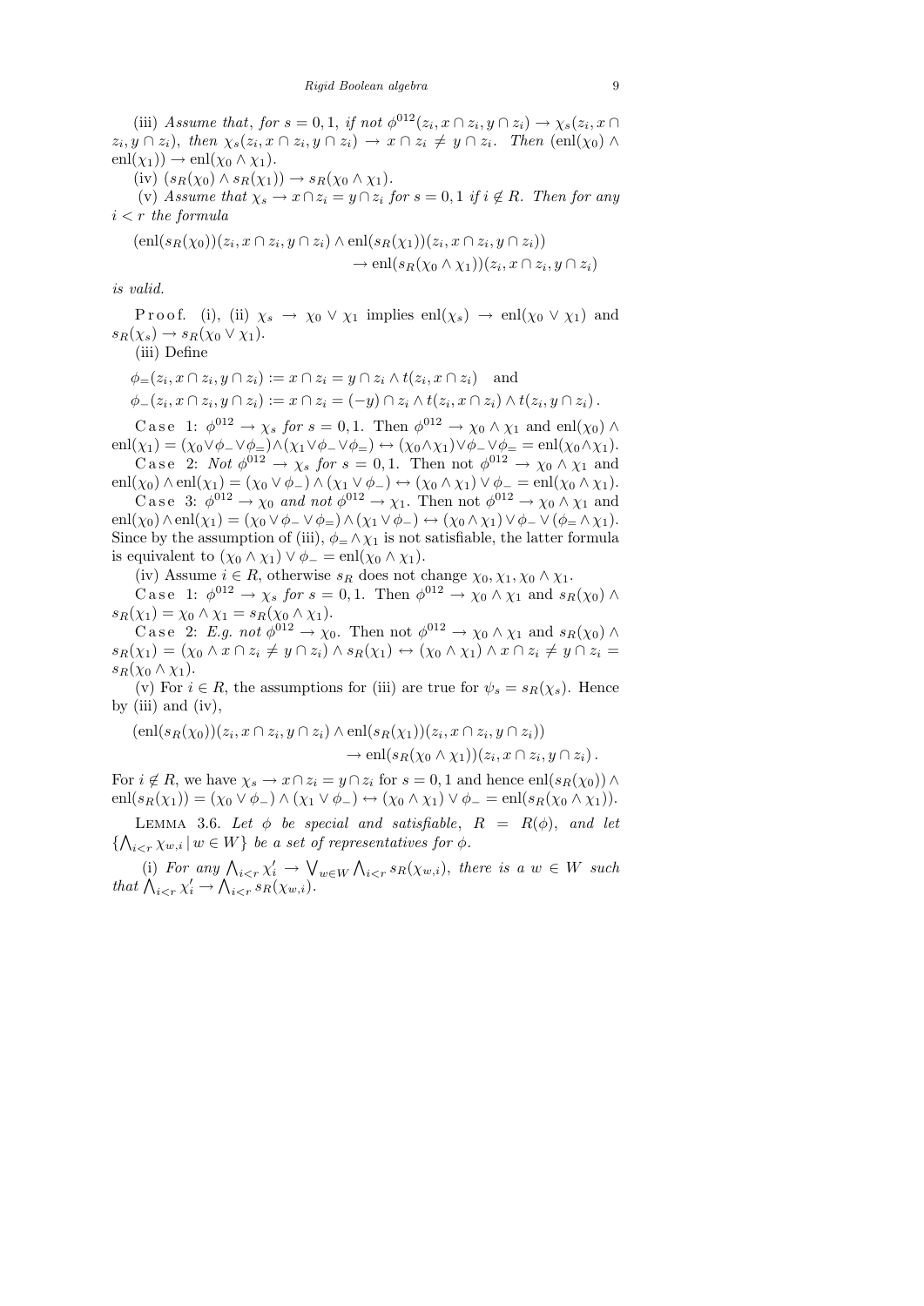(iii) *Assume that, for $s = 0, 1$, if not $\phi^{012}(z_i, x \cap z_i, y \cap z_i) \to \chi_s(z_i, x \cap z_i, y \cap z_i)$, then $\chi_s(z_i, x \cap z_i, y \cap z_i) \to x \cap z_i \neq y \cap z_i$. Then $(\mathrm{enl}(\chi_0) \wedge \mathrm{enl}(\chi_1)) \to \mathrm{enl}(\chi_0 \wedge \chi_1)$.*

(iv) $(s_R(\chi_0) \wedge s_R(\chi_1)) \to s_R(\chi_0 \wedge \chi_1)$.

(v) *Assume that $\chi_s \to x \cap z_i = y \cap z_i$ for $s = 0, 1$ if $i \notin R$. Then for any $i < r$ the formula*

$$(\mathrm{enl}(s_R(\chi_0))(z_i, x \cap z_i, y \cap z_i) \wedge \mathrm{enl}(s_R(\chi_1))(z_i, x \cap z_i, y \cap z_i)) \to \mathrm{enl}(s_R(\chi_0 \wedge \chi_1))(z_i, x \cap z_i, y \cap z_i)$$

*is valid.*

Proof. (i), (ii) $\chi_s \to \chi_0 \vee \chi_1$ implies $\mathrm{enl}(\chi_s) \to \mathrm{enl}(\chi_0 \vee \chi_1)$ and $s_R(\chi_s) \to s_R(\chi_0 \vee \chi_1)$.

(iii) Define

$$\phi_=(z_i, x \cap z_i, y \cap z_i) := x \cap z_i = y \cap z_i \wedge t(z_i, x \cap z_i) \quad \text{and}$$
$$\phi_-(z_i, x \cap z_i, y \cap z_i) := x \cap z_i = (-y) \cap z_i \wedge t(z_i, x \cap z_i) \wedge t(z_i, y \cap z_i).$$

Case 1: $\phi^{012} \to \chi_s$ *for* $s = 0, 1$. Then $\phi^{012} \to \chi_0 \wedge \chi_1$ and $\mathrm{enl}(\chi_0) \wedge \mathrm{enl}(\chi_1) = (\chi_0 \vee \phi_- \vee \phi_=) \wedge (\chi_1 \vee \phi_- \vee \phi_=) \leftrightarrow (\chi_0 \wedge \chi_1) \vee \phi_- \vee \phi_= = \mathrm{enl}(\chi_0 \wedge \chi_1)$.

Case 2: *Not* $\phi^{012} \to \chi_s$ *for* $s = 0, 1$. Then not $\phi^{012} \to \chi_0 \wedge \chi_1$ and $\mathrm{enl}(\chi_0) \wedge \mathrm{enl}(\chi_1) = (\chi_0 \vee \phi_-) \wedge (\chi_1 \vee \phi_-) \leftrightarrow (\chi_0 \wedge \chi_1) \vee \phi_- = \mathrm{enl}(\chi_0 \wedge \chi_1)$.

Case 3: $\phi^{012} \to \chi_0$ *and not* $\phi^{012} \to \chi_1$. Then not $\phi^{012} \to \chi_0 \wedge \chi_1$ and $\mathrm{enl}(\chi_0) \wedge \mathrm{enl}(\chi_1) = (\chi_0 \vee \phi_- \vee \phi_=) \wedge (\chi_1 \vee \phi_-) \leftrightarrow (\chi_0 \wedge \chi_1) \vee \phi_- \vee (\phi_= \wedge \chi_1)$. Since by the assumption of (iii), $\phi_= \wedge \chi_1$ is not satisfiable, the latter formula is equivalent to $(\chi_0 \wedge \chi_1) \vee \phi_- = \mathrm{enl}(\chi_0 \wedge \chi_1)$.

(iv) Assume $i \in R$, otherwise $s_R$ does not change $\chi_0, \chi_1, \chi_0 \wedge \chi_1$.

Case 1: $\phi^{012} \to \chi_s$ *for* $s = 0, 1$. Then $\phi^{012} \to \chi_0 \wedge \chi_1$ and $s_R(\chi_0) \wedge s_R(\chi_1) = \chi_0 \wedge \chi_1 = s_R(\chi_0 \wedge \chi_1)$.

Case 2: *E.g. not* $\phi^{012} \to \chi_0$. Then not $\phi^{012} \to \chi_0 \wedge \chi_1$ and $s_R(\chi_0) \wedge s_R(\chi_1) = (\chi_0 \wedge x \cap z_i \neq y \cap z_i) \wedge s_R(\chi_1) \leftrightarrow (\chi_0 \wedge \chi_1) \wedge x \cap z_i \neq y \cap z_i = s_R(\chi_0 \wedge \chi_1)$.

(v) For $i \in R$, the assumptions for (iii) are true for $\psi_s = s_R(\chi_s)$. Hence by (iii) and (iv),

$$(\mathrm{enl}(s_R(\chi_0))(z_i, x \cap z_i, y \cap z_i) \wedge \mathrm{enl}(s_R(\chi_1))(z_i, x \cap z_i, y \cap z_i)) \to \mathrm{enl}(s_R(\chi_0 \wedge \chi_1))(z_i, x \cap z_i, y \cap z_i).$$

For $i \notin R$, we have $\chi_s \to x \cap z_i = y \cap z_i$ for $s = 0, 1$ and hence $\mathrm{enl}(s_R(\chi_0)) \wedge \mathrm{enl}(s_R(\chi_1)) = (\chi_0 \vee \phi_-) \wedge (\chi_1 \vee \phi_-) \leftrightarrow (\chi_0 \wedge \chi_1) \vee \phi_- = \mathrm{enl}(s_R(\chi_0 \wedge \chi_1))$.

Lemma 3.6. *Let $\phi$ be special and satisfiable, $R = R(\phi)$, and let $\{\bigwedge_{i<r} \chi_{w,i} \mid w \in W\}$ be a set of representatives for $\phi$.*

(i) *For any $\bigwedge_{i<r} \chi'_i \to \bigvee_{w \in W} \bigwedge_{i<r} s_R(\chi_{w,i})$, there is a $w \in W$ such that $\bigwedge_{i<r} \chi'_i \to \bigwedge_{i<r} s_R(\chi_{w,i})$.*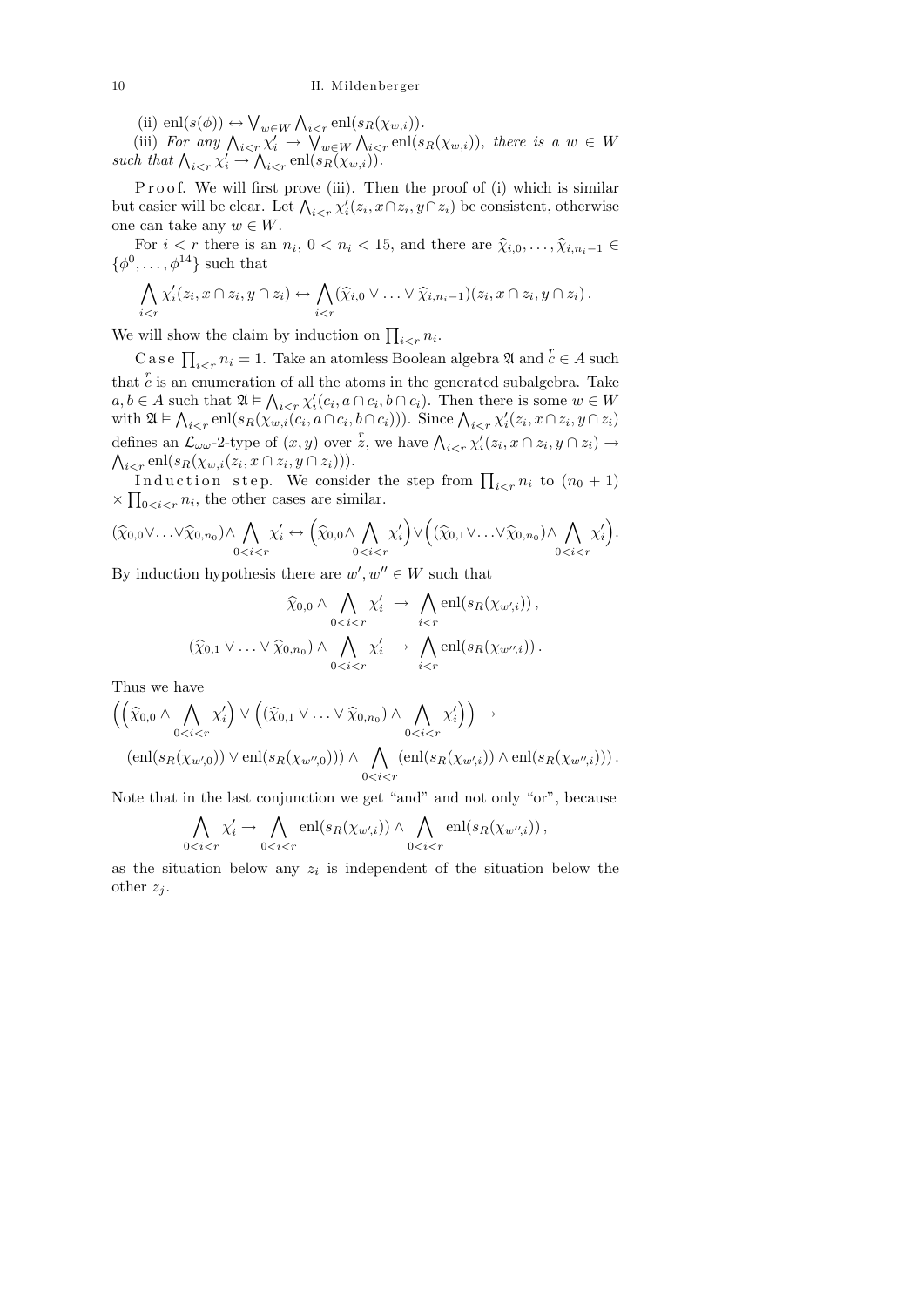(ii) $\mathrm{enl}(s(\phi)) \leftrightarrow \bigvee_{w\in W} \bigwedge_{i<r} \mathrm{enl}(s_R(\chi_{w,i}))$.

(iii) *For any* $\bigwedge_{i<r} \chi'_i \to \bigvee_{w\in W} \bigwedge_{i<r} \mathrm{enl}(s_R(\chi_{w,i}))$, *there is a* $w \in W$ *such that* $\bigwedge_{i<r} \chi'_i \to \bigwedge_{i<r} \mathrm{enl}(s_R(\chi_{w,i}))$.

Proof. We will first prove (iii). Then the proof of (i) which is similar but easier will be clear. Let $\bigwedge_{i<r} \chi'_i(z_i, x\cap z_i, y\cap z_i)$ be consistent, otherwise one can take any $w \in W$.

For $i < r$ there is an $n_i$, $0 < n_i < 15$, and there are $\widehat{\chi}_{i,0}, \ldots, \widehat{\chi}_{i,n_i-1} \in \{\phi^0, \ldots, \phi^{14}\}$ such that

$$\bigwedge_{i<r} \chi'_i(z_i, x\cap z_i, y\cap z_i) \leftrightarrow \bigwedge_{i<r} (\widehat{\chi}_{i,0} \vee \ldots \vee \widehat{\chi}_{i,n_i-1})(z_i, x\cap z_i, y\cap z_i)\,.$$

We will show the claim by induction on $\prod_{i<r} n_i$.

Case $\prod_{i<r} n_i = 1$. Take an atomless Boolean algebra $\mathfrak{A}$ and $\overset{r}{c} \in A$ such that $\overset{r}{c}$ is an enumeration of all the atoms in the generated subalgebra. Take $a, b \in A$ such that $\mathfrak{A} \models \bigwedge_{i<r} \chi'_i(c_i, a\cap c_i, b\cap c_i)$. Then there is some $w \in W$ with $\mathfrak{A} \models \bigwedge_{i<r} \mathrm{enl}(s_R(\chi_{w,i}(c_i, a\cap c_i, b\cap c_i)))$. Since $\bigwedge_{i<r} \chi'_i(z_i, x\cap z_i, y\cap z_i)$ defines an $\mathcal{L}_{\omega\omega}$-2-type of $(x, y)$ over $\overset{r}{z}$, we have $\bigwedge_{i<r} \chi'_i(z_i, x\cap z_i, y\cap z_i) \to \bigwedge_{i<r} \mathrm{enl}(s_R(\chi_{w,i}(z_i, x\cap z_i, y\cap z_i)))$.

Induction step. We consider the step from $\prod_{i<r} n_i$ to $(n_0+1) \times \prod_{0<i<r} n_i$, the other cases are similar.

$$(\widehat{\chi}_{0,0}\vee\ldots\vee\widehat{\chi}_{0,n_0})\wedge \bigwedge_{0<i<r} \chi'_i \leftrightarrow \Big(\widehat{\chi}_{0,0}\wedge \bigwedge_{0<i<r} \chi'_i\Big)\vee\Big((\widehat{\chi}_{0,1}\vee\ldots\vee\widehat{\chi}_{0,n_0})\wedge \bigwedge_{0<i<r} \chi'_i\Big).$$

By induction hypothesis there are $w', w'' \in W$ such that

$$\widehat{\chi}_{0,0} \wedge \bigwedge_{0<i<r} \chi'_i \;\to\; \bigwedge_{i<r} \mathrm{enl}(s_R(\chi_{w',i}))\,,$$

$$(\widehat{\chi}_{0,1} \vee \ldots \vee \widehat{\chi}_{0,n_0}) \wedge \bigwedge_{0<i<r} \chi'_i \;\to\; \bigwedge_{i<r} \mathrm{enl}(s_R(\chi_{w'',i}))\,.$$

Thus we have

$$\Big(\Big(\widehat{\chi}_{0,0} \wedge \bigwedge_{0<i<r} \chi'_i\Big) \vee \Big((\widehat{\chi}_{0,1} \vee \ldots \vee \widehat{\chi}_{0,n_0}) \wedge \bigwedge_{0<i<r} \chi'_i\Big)\Big) \to$$
$$(\mathrm{enl}(s_R(\chi_{w',0})) \vee \mathrm{enl}(s_R(\chi_{w'',0}))) \wedge \bigwedge_{0<i<r} (\mathrm{enl}(s_R(\chi_{w',i})) \wedge \mathrm{enl}(s_R(\chi_{w'',i})))\,.$$

Note that in the last conjunction we get "and" and not only "or", because

$$\bigwedge_{0<i<r} \chi'_i \to \bigwedge_{0<i<r} \mathrm{enl}(s_R(\chi_{w',i})) \wedge \bigwedge_{0<i<r} \mathrm{enl}(s_R(\chi_{w'',i}))\,,$$

as the situation below any $z_i$ is independent of the situation below the other $z_j$.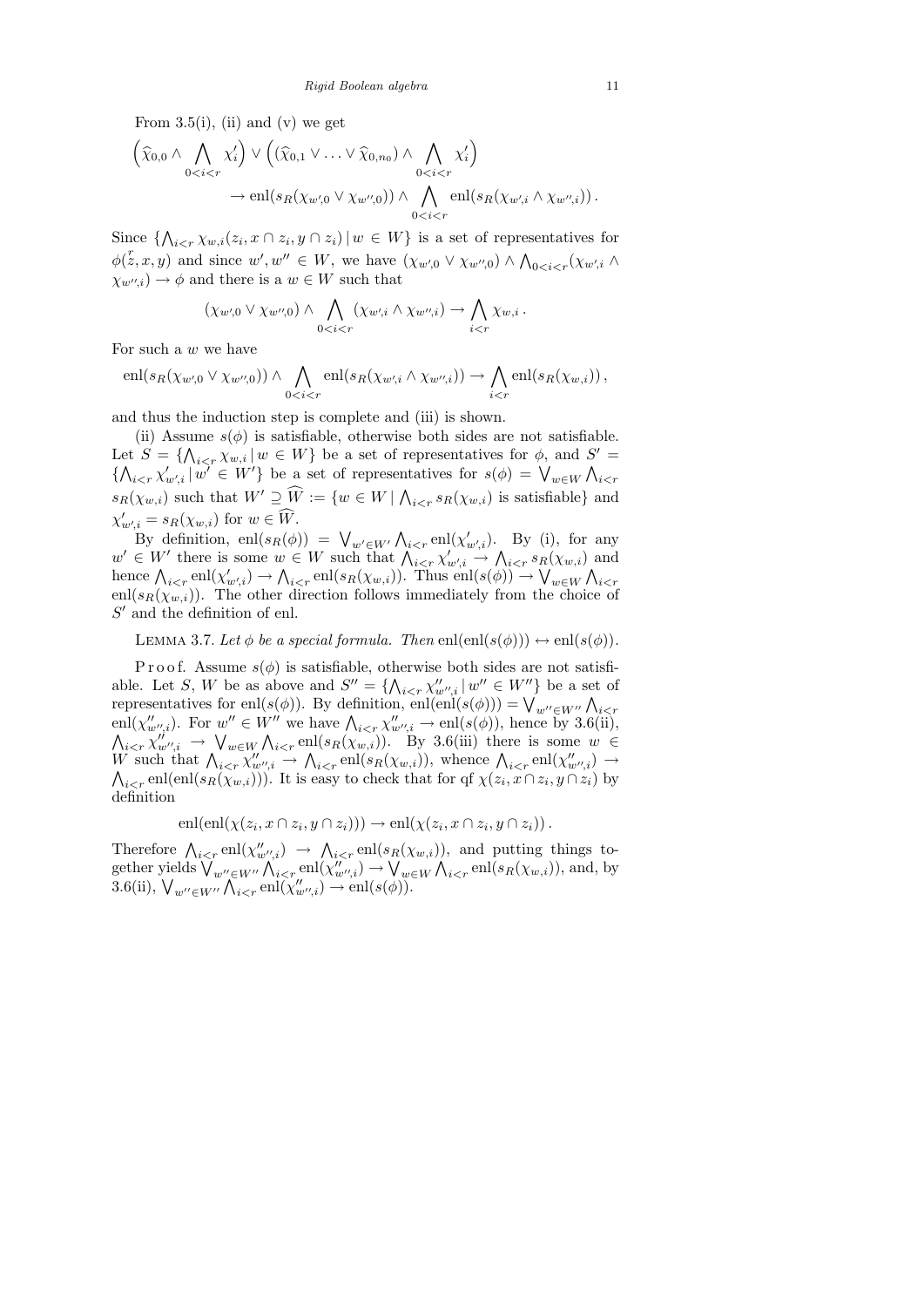From 3.5(i), (ii) and (v) we get

$$\Big(\widehat{\chi}_{0,0} \wedge \bigwedge_{0<i<r} \chi'_i\Big) \vee \Big((\widehat{\chi}_{0,1} \vee \ldots \vee \widehat{\chi}_{0,n_0}) \wedge \bigwedge_{0<i<r} \chi'_i\Big)$$
$$\to \operatorname{enl}(s_R(\chi_{w',0} \vee \chi_{w'',0})) \wedge \bigwedge_{0<i<r} \operatorname{enl}(s_R(\chi_{w',i} \wedge \chi_{w'',i}))\,.$$

Since $\{\bigwedge_{i<r} \chi_{w,i}(z_i, x \cap z_i, y \cap z_i) \mid w \in W\}$ is a set of representatives for $\phi(\overset{r}{z}, x, y)$ and since $w', w'' \in W$, we have $(\chi_{w',0} \vee \chi_{w'',0}) \wedge \bigwedge_{0<i<r}(\chi_{w',i} \wedge \chi_{w'',i}) \to \phi$ and there is a $w \in W$ such that

$$(\chi_{w',0} \vee \chi_{w'',0}) \wedge \bigwedge_{0<i<r} (\chi_{w',i} \wedge \chi_{w'',i}) \to \bigwedge_{i<r} \chi_{w,i}\,.$$

For such a $w$ we have

$$\operatorname{enl}(s_R(\chi_{w',0} \vee \chi_{w'',0})) \wedge \bigwedge_{0<i<r} \operatorname{enl}(s_R(\chi_{w',i} \wedge \chi_{w'',i})) \to \bigwedge_{i<r} \operatorname{enl}(s_R(\chi_{w,i}))\,,$$

and thus the induction step is complete and (iii) is shown.

(ii) Assume $s(\phi)$ is satisfiable, otherwise both sides are not satisfiable. Let $S = \{\bigwedge_{i<r} \chi_{w,i} \mid w \in W\}$ be a set of representatives for $\phi$, and $S' = \{\bigwedge_{i<r} \chi'_{w',i} \mid w' \in W'\}$ be a set of representatives for $s(\phi) = \bigvee_{w\in W} \bigwedge_{i<r} s_R(\chi_{w,i})$ such that $W' \supseteq \widehat{W} := \{w \in W \mid \bigwedge_{i<r} s_R(\chi_{w,i})$ is satisfiable$\}$ and $\chi'_{w',i} = s_R(\chi_{w,i})$ for $w \in \widehat{W}$.

By definition, $\operatorname{enl}(s_R(\phi)) = \bigvee_{w'\in W'} \bigwedge_{i<r} \operatorname{enl}(\chi'_{w',i})$. By (i), for any $w' \in W'$ there is some $w \in W$ such that $\bigwedge_{i<r} \chi'_{w',i} \to \bigwedge_{i<r} s_R(\chi_{w,i})$ and hence $\bigwedge_{i<r} \operatorname{enl}(\chi'_{w',i}) \to \bigwedge_{i<r} \operatorname{enl}(s_R(\chi_{w,i}))$. Thus $\operatorname{enl}(s(\phi)) \to \bigvee_{w\in W} \bigwedge_{i<r} \operatorname{enl}(s_R(\chi_{w,i}))$. The other direction follows immediately from the choice of $S'$ and the definition of enl.

LEMMA 3.7. *Let $\phi$ be a special formula. Then* $\operatorname{enl}(\operatorname{enl}(s(\phi))) \leftrightarrow \operatorname{enl}(s(\phi))$.

Proof. Assume $s(\phi)$ is satisfiable, otherwise both sides are not satisfiable. Let $S$, $W$ be as above and $S'' = \{\bigwedge_{i<r} \chi''_{w'',i} \mid w'' \in W''\}$ be a set of representatives for $\operatorname{enl}(s(\phi))$. By definition, $\operatorname{enl}(\operatorname{enl}(s(\phi))) = \bigvee_{w''\in W''} \bigwedge_{i<r} \operatorname{enl}(\chi''_{w'',i})$. For $w'' \in W''$ we have $\bigwedge_{i<r} \chi''_{w'',i} \to \operatorname{enl}(s(\phi))$, hence by 3.6(ii), $\bigwedge_{i<r} \chi''_{w'',i} \to \bigvee_{w\in W} \bigwedge_{i<r} \operatorname{enl}(s_R(\chi_{w,i}))$. By 3.6(iii) there is some $w \in W$ such that $\bigwedge_{i<r} \chi''_{w'',i} \to \bigwedge_{i<r} \operatorname{enl}(s_R(\chi_{w,i}))$, whence $\bigwedge_{i<r} \operatorname{enl}(\chi''_{w'',i}) \to \bigwedge_{i<r} \operatorname{enl}(\operatorname{enl}(s_R(\chi_{w,i})))$. It is easy to check that for qf $\chi(z_i, x \cap z_i, y \cap z_i)$ by definition

$$\operatorname{enl}(\operatorname{enl}(\chi(z_i, x \cap z_i, y \cap z_i))) \to \operatorname{enl}(\chi(z_i, x \cap z_i, y \cap z_i))\,.$$

Therefore $\bigwedge_{i<r} \operatorname{enl}(\chi''_{w'',i}) \to \bigwedge_{i<r} \operatorname{enl}(s_R(\chi_{w,i}))$, and putting things together yields $\bigvee_{w''\in W''} \bigwedge_{i<r} \operatorname{enl}(\chi''_{w'',i}) \to \bigvee_{w\in W} \bigwedge_{i<r} \operatorname{enl}(s_R(\chi_{w,i}))$, and, by 3.6(ii), $\bigvee_{w''\in W''} \bigwedge_{i<r} \operatorname{enl}(\chi''_{w'',i}) \to \operatorname{enl}(s(\phi))$.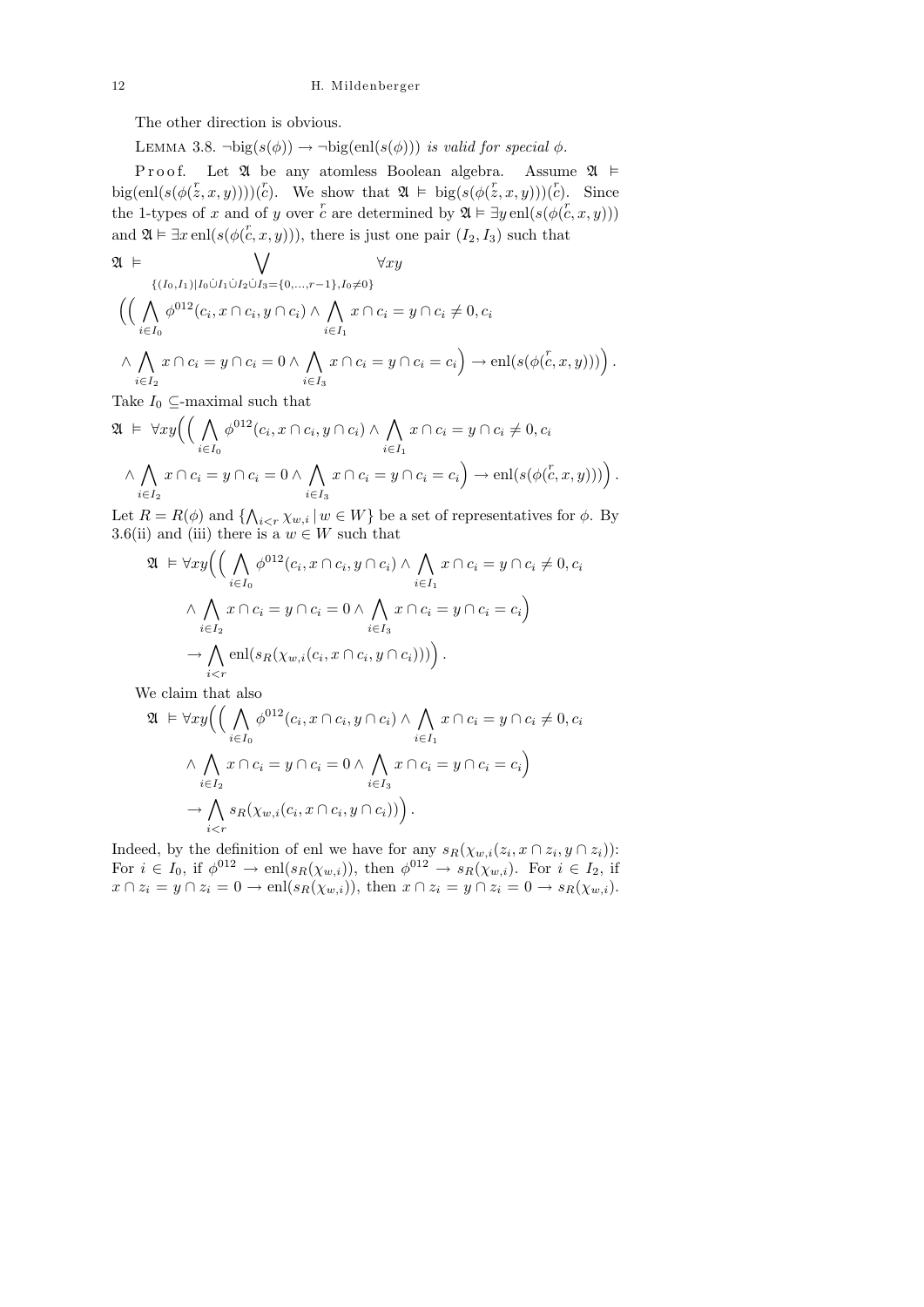The other direction is obvious.

LEMMA 3.8. $\neg\text{big}(s(\phi)) \to \neg\text{big}(\text{enl}(s(\phi)))$ *is valid for special* $\phi$.

Proof. Let $\mathfrak{A}$ be any atomless Boolean algebra. Assume $\mathfrak{A} \models \text{big}(\text{enl}(s(\phi(\overset{r}{z}, x, y))))(\overset{r}{c})$. We show that $\mathfrak{A} \models \text{big}(s(\phi(\overset{r}{z}, x, y)))(\overset{r}{c})$. Since the 1-types of $x$ and of $y$ over $\overset{r}{c}$ are determined by $\mathfrak{A} \models \exists y\, \text{enl}(s(\phi(\overset{r}{c}, x, y)))$ and $\mathfrak{A} \models \exists x\, \text{enl}(s(\phi(\overset{r}{c}, x, y)))$, there is just one pair $(I_2, I_3)$ such that

$$\mathfrak{A} \models \bigvee_{\{(I_0,I_1) \mid I_0 \dot\cup I_1 \dot\cup I_2 \dot\cup I_3 = \{0,\ldots,r-1\}, I_0 \neq 0\}} \forall xy$$
$$\Big(\Big(\bigwedge_{i\in I_0} \phi^{012}(c_i, x\cap c_i, y\cap c_i) \wedge \bigwedge_{i\in I_1} x\cap c_i = y\cap c_i \neq 0, c_i$$
$$\wedge \bigwedge_{i\in I_2} x\cap c_i = y\cap c_i = 0 \wedge \bigwedge_{i\in I_3} x\cap c_i = y\cap c_i = c_i\Big) \to \text{enl}(s(\phi(\overset{r}{c}, x, y)))\Big).$$

Take $I_0$ $\subseteq$-maximal such that

$$\mathfrak{A} \models \forall xy\Big(\Big(\bigwedge_{i\in I_0} \phi^{012}(c_i, x\cap c_i, y\cap c_i) \wedge \bigwedge_{i\in I_1} x\cap c_i = y\cap c_i \neq 0, c_i$$
$$\wedge \bigwedge_{i\in I_2} x\cap c_i = y\cap c_i = 0 \wedge \bigwedge_{i\in I_3} x\cap c_i = y\cap c_i = c_i\Big) \to \text{enl}(s(\phi(\overset{r}{c}, x, y)))\Big).$$

Let $R = R(\phi)$ and $\{\bigwedge_{i<r} \chi_{w,i} \mid w \in W\}$ be a set of representatives for $\phi$. By 3.6(ii) and (iii) there is a $w \in W$ such that

$$\mathfrak{A} \models \forall xy\Big(\Big(\bigwedge_{i\in I_0} \phi^{012}(c_i, x\cap c_i, y\cap c_i) \wedge \bigwedge_{i\in I_1} x\cap c_i = y\cap c_i \neq 0, c_i$$
$$\wedge \bigwedge_{i\in I_2} x\cap c_i = y\cap c_i = 0 \wedge \bigwedge_{i\in I_3} x\cap c_i = y\cap c_i = c_i\Big)$$
$$\to \bigwedge_{i<r} \text{enl}(s_R(\chi_{w,i}(c_i, x\cap c_i, y\cap c_i)))\Big).$$

We claim that also

$$\mathfrak{A} \models \forall xy\Big(\Big(\bigwedge_{i\in I_0} \phi^{012}(c_i, x\cap c_i, y\cap c_i) \wedge \bigwedge_{i\in I_1} x\cap c_i = y\cap c_i \neq 0, c_i$$
$$\wedge \bigwedge_{i\in I_2} x\cap c_i = y\cap c_i = 0 \wedge \bigwedge_{i\in I_3} x\cap c_i = y\cap c_i = c_i\Big)$$
$$\to \bigwedge_{i<r} s_R(\chi_{w,i}(c_i, x\cap c_i, y\cap c_i))\Big).$$

Indeed, by the definition of enl we have for any $s_R(\chi_{w,i}(z_i, x\cap z_i, y\cap z_i))$: For $i \in I_0$, if $\phi^{012} \to \text{enl}(s_R(\chi_{w,i}))$, then $\phi^{012} \to s_R(\chi_{w,i})$. For $i \in I_2$, if $x\cap z_i = y\cap z_i = 0 \to \text{enl}(s_R(\chi_{w,i}))$, then $x\cap z_i = y\cap z_i = 0 \to s_R(\chi_{w,i})$.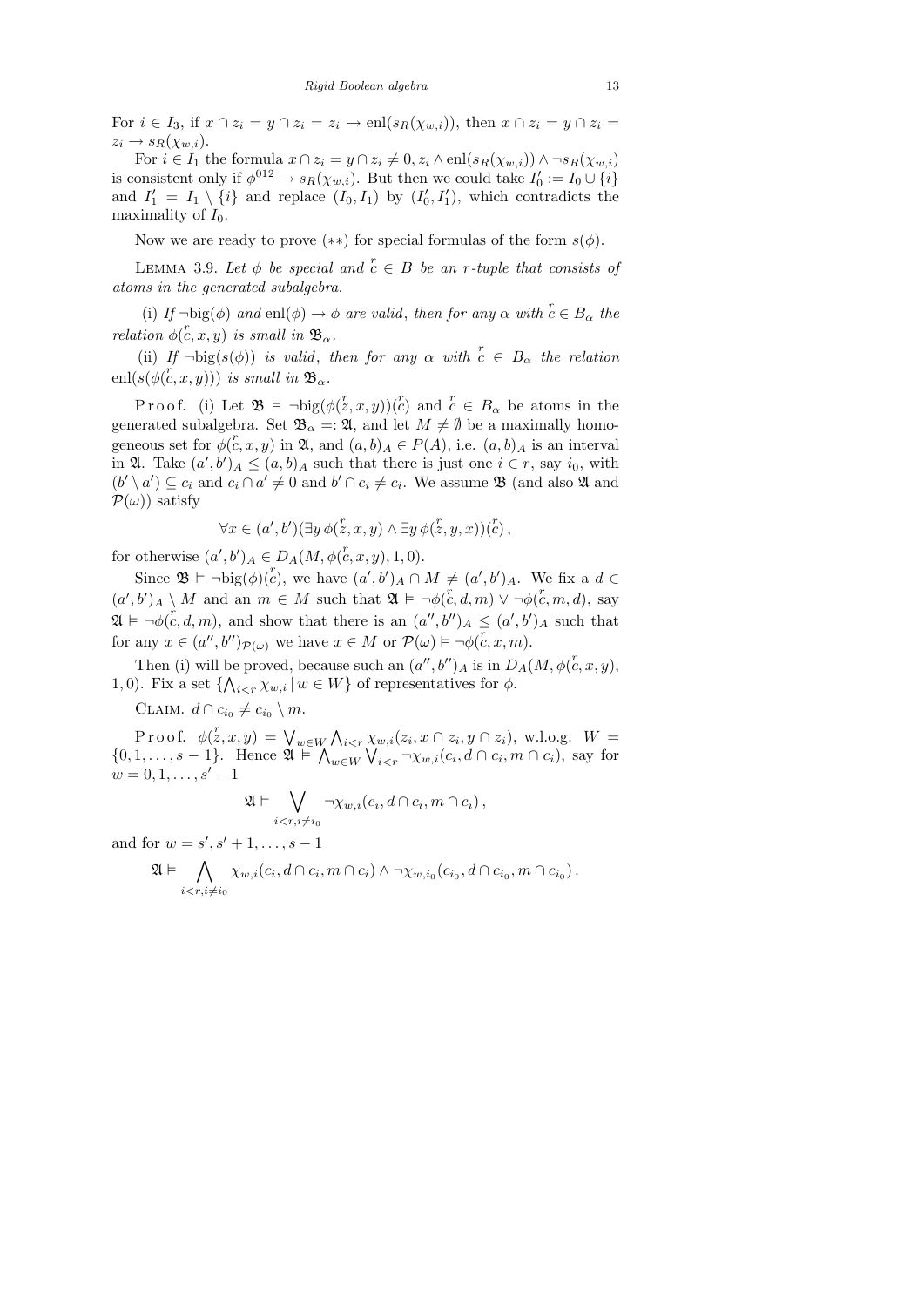For $i \in I_3$, if $x \cap z_i = y \cap z_i = z_i \to \mathrm{enl}(s_R(\chi_{w,i}))$, then $x \cap z_i = y \cap z_i = z_i \to s_R(\chi_{w,i})$.

For $i \in I_1$ the formula $x \cap z_i = y \cap z_i \neq 0, z_i \wedge \mathrm{enl}(s_R(\chi_{w,i})) \wedge \neg s_R(\chi_{w,i})$ is consistent only if $\phi^{012} \to s_R(\chi_{w,i})$. But then we could take $I_0' := I_0 \cup \{i\}$ and $I_1' = I_1 \setminus \{i\}$ and replace $(I_0, I_1)$ by $(I_0', I_1')$, which contradicts the maximality of $I_0$.

Now we are ready to prove $(**)$ for special formulas of the form $s(\phi)$.

LEMMA 3.9. *Let $\phi$ be special and $\overset{r}{c} \in B$ be an $r$-tuple that consists of atoms in the generated subalgebra.*

(i) *If $\neg\mathrm{big}(\phi)$ and $\mathrm{enl}(\phi) \to \phi$ are valid, then for any $\alpha$ with $\overset{r}{c} \in B_\alpha$ the relation $\phi(\overset{r}{c}, x, y)$ is small in $\mathfrak{B}_\alpha$.*

(ii) *If $\neg\mathrm{big}(s(\phi))$ is valid, then for any $\alpha$ with $\overset{r}{c} \in B_\alpha$ the relation $\mathrm{enl}(s(\phi(\overset{r}{c}, x, y)))$ is small in $\mathfrak{B}_\alpha$.*

Proof. (i) Let $\mathfrak{B} \models \neg\mathrm{big}(\phi(\overset{r}{z}, x, y))(\overset{r}{c})$ and $\overset{r}{c} \in B_\alpha$ be atoms in the generated subalgebra. Set $\mathfrak{B}_\alpha =: \mathfrak{A}$, and let $M \neq \emptyset$ be a maximally homogeneous set for $\phi(\overset{r}{c}, x, y)$ in $\mathfrak{A}$, and $(a, b)_A \in P(A)$, i.e. $(a, b)_A$ is an interval in $\mathfrak{A}$. Take $(a', b')_A \leq (a, b)_A$ such that there is just one $i \in r$, say $i_0$, with $(b' \setminus a') \subseteq c_i$ and $c_i \cap a' \neq 0$ and $b' \cap c_i \neq c_i$. We assume $\mathfrak{B}$ (and also $\mathfrak{A}$ and $\mathcal{P}(\omega)$) satisfy

$$\forall x \in (a', b')(\exists y\, \phi(\overset{r}{z}, x, y) \wedge \exists y\, \phi(\overset{r}{z}, y, x))(\overset{r}{c}),$$

for otherwise $(a', b')_A \in D_A(M, \phi(\overset{r}{c}, x, y), 1, 0)$.

Since $\mathfrak{B} \models \neg\mathrm{big}(\phi)(\overset{r}{c})$, we have $(a', b')_A \cap M \neq (a', b')_A$. We fix a $d \in (a', b')_A \setminus M$ and an $m \in M$ such that $\mathfrak{A} \models \neg\phi(\overset{r}{c}, d, m) \vee \neg\phi(\overset{r}{c}, m, d)$, say $\mathfrak{A} \models \neg\phi(\overset{r}{c}, d, m)$, and show that there is an $(a'', b'')_A \leq (a', b')_A$ such that for any $x \in (a'', b'')_{\mathcal{P}(\omega)}$ we have $x \in M$ or $\mathcal{P}(\omega) \models \neg\phi(\overset{r}{c}, x, m)$.

Then (i) will be proved, because such an $(a'', b'')_A$ is in $D_A(M, \phi(\overset{r}{c}, x, y), 1, 0)$. Fix a set $\{\bigwedge_{i<r} \chi_{w,i} \mid w \in W\}$ of representatives for $\phi$.

CLAIM. $d \cap c_{i_0} \neq c_{i_0} \setminus m$.

Proof. $\phi(\overset{r}{z}, x, y) = \bigvee_{w \in W} \bigwedge_{i<r} \chi_{w,i}(z_i, x \cap z_i, y \cap z_i)$, w.l.o.g. $W = \{0, 1, \ldots, s-1\}$. Hence $\mathfrak{A} \models \bigwedge_{w \in W} \bigvee_{i<r} \neg\chi_{w,i}(c_i, d \cap c_i, m \cap c_i)$, say for $w = 0, 1, \ldots, s'-1$

$$\mathfrak{A} \models \bigvee_{i<r, i \neq i_0} \neg\chi_{w,i}(c_i, d \cap c_i, m \cap c_i),$$

and for $w = s', s'+1, \ldots, s-1$

$$\mathfrak{A} \models \bigwedge_{i<r, i \neq i_0} \chi_{w,i}(c_i, d \cap c_i, m \cap c_i) \wedge \neg\chi_{w,i_0}(c_{i_0}, d \cap c_{i_0}, m \cap c_{i_0}).$$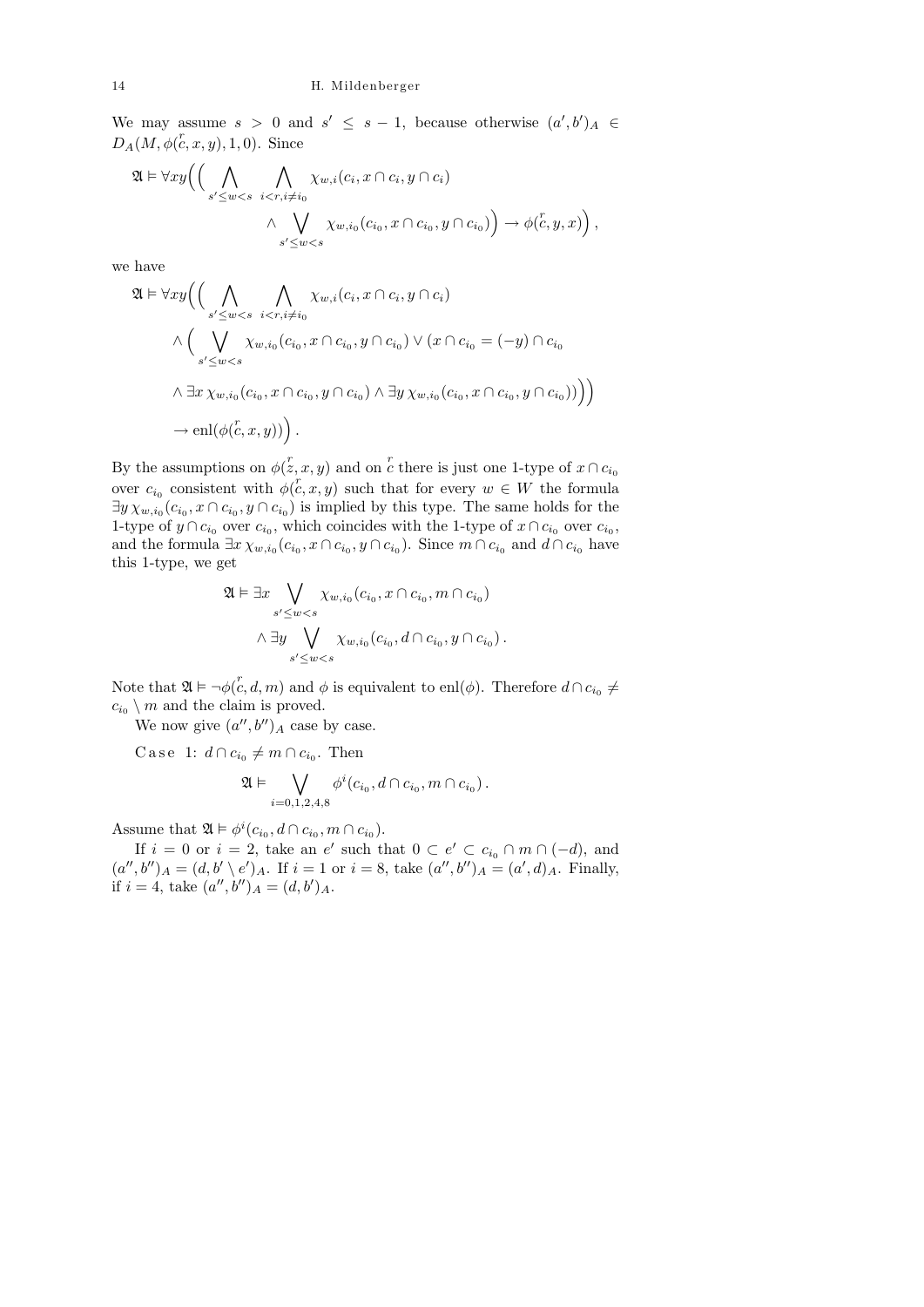We may assume $s > 0$ and $s' \leq s-1$, because otherwise $(a',b')_A \in D_A(M, \phi(\overset{r}{c}, x, y), 1, 0)$. Since

$$\mathfrak{A} \models \forall xy \Big( \Big( \bigwedge_{s' \leq w < s} \ \bigwedge_{i<r, i \neq i_0} \chi_{w,i}(c_i, x \cap c_i, y \cap c_i) \\ \wedge \bigvee_{s' \leq w < s} \chi_{w,i_0}(c_{i_0}, x \cap c_{i_0}, y \cap c_{i_0}) \Big) \to \phi(\overset{r}{c}, y, x) \Big),$$

we have

$$\mathfrak{A} \models \forall xy \Big( \Big( \bigwedge_{s' \leq w < s} \ \bigwedge_{i<r, i \neq i_0} \chi_{w,i}(c_i, x \cap c_i, y \cap c_i) \\ \wedge \Big( \bigvee_{s' \leq w < s} \chi_{w,i_0}(c_{i_0}, x \cap c_{i_0}, y \cap c_{i_0}) \vee (x \cap c_{i_0} = (-y) \cap c_{i_0} \\ \wedge \exists x\, \chi_{w,i_0}(c_{i_0}, x \cap c_{i_0}, y \cap c_{i_0}) \wedge \exists y\, \chi_{w,i_0}(c_{i_0}, x \cap c_{i_0}, y \cap c_{i_0})) \Big) \Big) \\ \to \mathrm{enl}(\phi(\overset{r}{c}, x, y)) \Big).$$

By the assumptions on $\phi(\overset{r}{z}, x, y)$ and on $\overset{r}{c}$ there is just one 1-type of $x \cap c_{i_0}$ over $c_{i_0}$ consistent with $\phi(\overset{r}{c}, x, y)$ such that for every $w \in W$ the formula $\exists y\, \chi_{w,i_0}(c_{i_0}, x \cap c_{i_0}, y \cap c_{i_0})$ is implied by this type. The same holds for the 1-type of $y \cap c_{i_0}$ over $c_{i_0}$, which coincides with the 1-type of $x \cap c_{i_0}$ over $c_{i_0}$, and the formula $\exists x\, \chi_{w,i_0}(c_{i_0}, x \cap c_{i_0}, y \cap c_{i_0})$. Since $m \cap c_{i_0}$ and $d \cap c_{i_0}$ have this 1-type, we get

$$\mathfrak{A} \models \exists x \bigvee_{s' \leq w < s} \chi_{w,i_0}(c_{i_0}, x \cap c_{i_0}, m \cap c_{i_0}) \\ \wedge \exists y \bigvee_{s' \leq w < s} \chi_{w,i_0}(c_{i_0}, d \cap c_{i_0}, y \cap c_{i_0}).$$

Note that $\mathfrak{A} \models \neg\phi(\overset{r}{c}, d, m)$ and $\phi$ is equivalent to $\mathrm{enl}(\phi)$. Therefore $d \cap c_{i_0} \neq c_{i_0} \setminus m$ and the claim is proved.

We now give $(a'', b'')_A$ case by case.

Case 1: $d \cap c_{i_0} \neq m \cap c_{i_0}$. Then

$$\mathfrak{A} \models \bigvee_{i=0,1,2,4,8} \phi^i(c_{i_0}, d \cap c_{i_0}, m \cap c_{i_0}).$$

Assume that $\mathfrak{A} \models \phi^i(c_{i_0}, d \cap c_{i_0}, m \cap c_{i_0})$.

If $i = 0$ or $i = 2$, take an $e'$ such that $0 \subset e' \subset c_{i_0} \cap m \cap (-d)$, and $(a'', b'')_A = (d, b' \setminus e')_A$. If $i = 1$ or $i = 8$, take $(a'', b'')_A = (a', d)_A$. Finally, if $i = 4$, take $(a'', b'')_A = (d, b')_A$.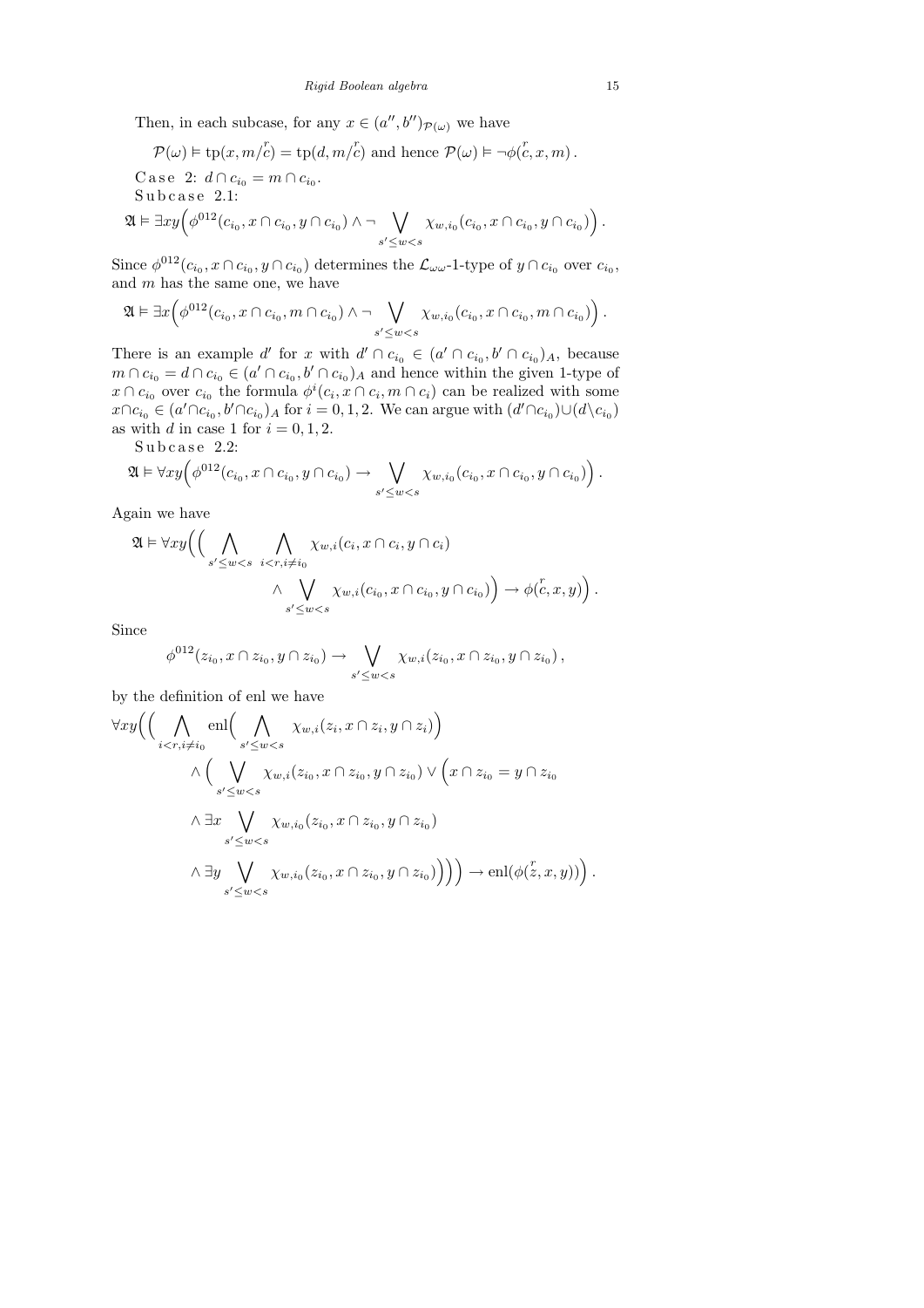Then, in each subcase, for any $x \in (a'', b'')_{\mathcal{P}(\omega)}$ we have

$$\mathcal{P}(\omega) \vDash \operatorname{tp}(x, m/\overset{r}{c}) = \operatorname{tp}(d, m/\overset{r}{c}) \text{ and hence } \mathcal{P}(\omega) \vDash \neg\phi(\overset{r}{c}, x, m)\,.$$

Case 2: $d \cap c_{i_0} = m \cap c_{i_0}$.

Subcase 2.1:

$$\mathfrak{A} \vDash \exists xy\Big(\phi^{012}(c_{i_0}, x \cap c_{i_0}, y \cap c_{i_0}) \wedge \neg \bigvee_{s' \le w < s} \chi_{w,i_0}(c_{i_0}, x \cap c_{i_0}, y \cap c_{i_0})\Big)\,.$$

Since $\phi^{012}(c_{i_0}, x \cap c_{i_0})$ determines the $\mathcal{L}_{\omega\omega}$-1-type of $y \cap c_{i_0}$ over $c_{i_0}$, and $m$ has the same one, we have

$$\mathfrak{A} \vDash \exists x\Big(\phi^{012}(c_{i_0}, x \cap c_{i_0}, m \cap c_{i_0}) \wedge \neg \bigvee_{s' \le w < s} \chi_{w,i_0}(c_{i_0}, x \cap c_{i_0}, m \cap c_{i_0})\Big)\,.$$

There is an example $d'$ for $x$ with $d' \cap c_{i_0} \in (a' \cap c_{i_0}, b' \cap c_{i_0})_A$, because $m \cap c_{i_0} = d \cap c_{i_0} \in (a' \cap c_{i_0}, b' \cap c_{i_0})_A$ and hence within the given 1-type of $x \cap c_{i_0}$ over $c_{i_0}$ the formula $\phi^i(c_i, x \cap c_i, m \cap c_i)$ can be realized with some $x \cap c_{i_0} \in (a' \cap c_{i_0}, b' \cap c_{i_0})_A$ for $i = 0, 1, 2$. We can argue with $(d' \cap c_{i_0}) \cup (d \setminus c_{i_0})$ as with $d$ in case 1 for $i = 0, 1, 2$.

Subcase 2.2:

$$\mathfrak{A} \vDash \forall xy\Big(\phi^{012}(c_{i_0}, x \cap c_{i_0}, y \cap c_{i_0}) \to \bigvee_{s' \le w < s} \chi_{w,i_0}(c_{i_0}, x \cap c_{i_0}, y \cap c_{i_0})\Big)\,.$$

Again we have

$$\mathfrak{A} \vDash \forall xy\Big(\Big(\bigwedge_{s' \le w < s}\ \bigwedge_{i < r, i \ne i_0} \chi_{w,i}(c_i, x \cap c_i, y \cap c_i) \wedge \bigvee_{s' \le w < s} \chi_{w,i}(c_{i_0}, x \cap c_{i_0}, y \cap c_{i_0})\Big) \to \phi(\overset{r}{c}, x, y)\Big)\,.$$

Since

$$\phi^{012}(z_{i_0}, x \cap z_{i_0}, y \cap z_{i_0}) \to \bigvee_{s' \le w < s} \chi_{w,i}(z_{i_0}, x \cap z_{i_0}, y \cap z_{i_0})\,,$$

by the definition of enl we have

$$\begin{aligned}
\forall xy\Big(\Big(\bigwedge_{i<r, i \ne i_0} \operatorname{enl}\Big(\bigwedge_{s' \le w < s} \chi_{w,i}(z_i, x \cap z_i, y \cap z_i)\Big)
&\wedge \Big(\bigvee_{s' \le w < s} \chi_{w,i}(z_{i_0}, x \cap z_{i_0}, y \cap z_{i_0}) \vee \Big(x \cap z_{i_0} = y \cap z_{i_0} \\
&\wedge \exists x \bigvee_{s' \le w < s} \chi_{w,i_0}(z_{i_0}, x \cap z_{i_0}, y \cap z_{i_0}) \\
&\wedge \exists y \bigvee_{s' \le w < s} \chi_{w,i_0}(z_{i_0}, x \cap z_{i_0}, y \cap z_{i_0})\Big)\Big)\Big) \to \operatorname{enl}(\phi(\overset{r}{z}, x, y))\Big)\,.
\end{aligned}$$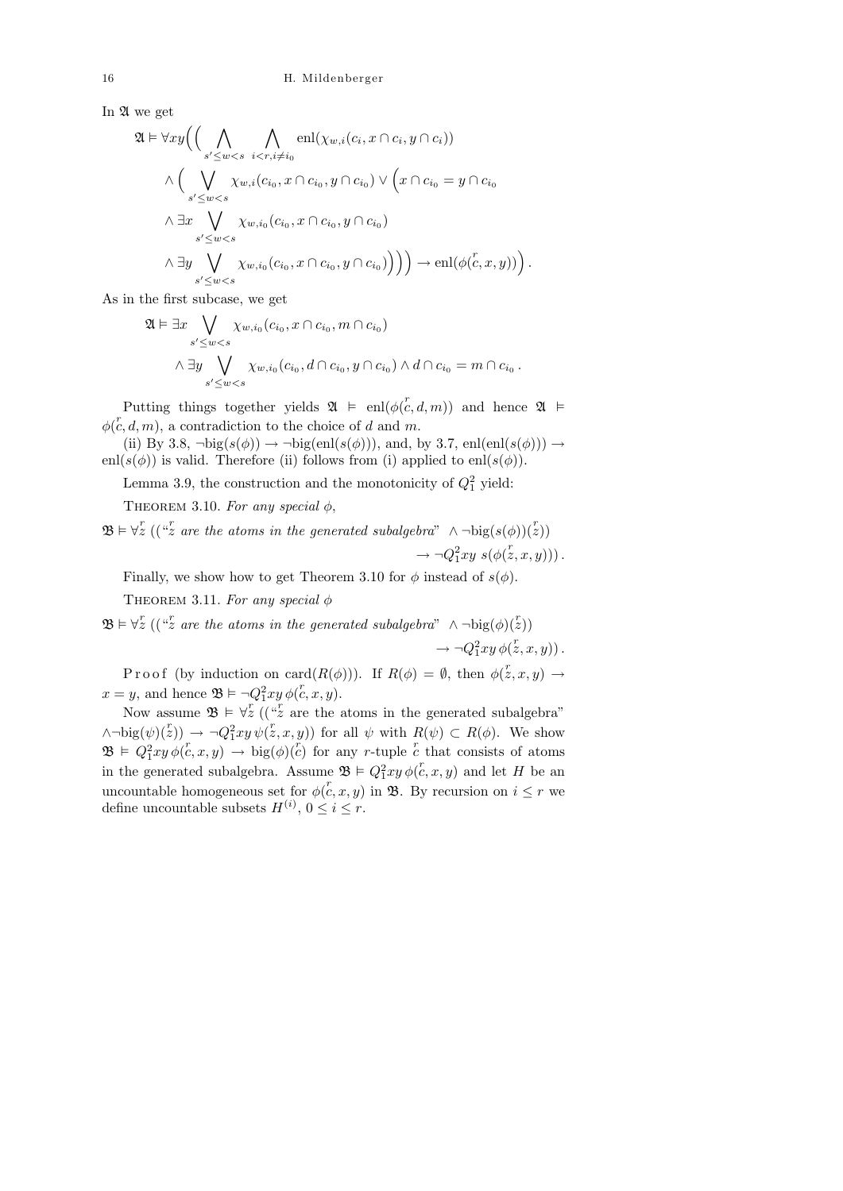In $\mathfrak{A}$ we get

$$\begin{aligned}
\mathfrak{A} \vDash \forall xy\Big(\Big( & \bigwedge_{s' \le w < s} \ \bigwedge_{i<r, i \ne i_0} \mathrm{enl}(\chi_{w,i}(c_i, x \cap c_i, y \cap c_i)) \\
& \wedge \Big( \bigvee_{s' \le w < s} \chi_{w,i}(c_{i_0}, x \cap c_{i_0}, y \cap c_{i_0}) \vee \Big( x \cap c_{i_0} = y \cap c_{i_0} \\
& \wedge \exists x \bigvee_{s' \le w < s} \chi_{w,i_0}(c_{i_0}, x \cap c_{i_0}, y \cap c_{i_0}) \\
& \wedge \exists y \bigvee_{s' \le w < s} \chi_{w,i_0}(c_{i_0}, x \cap c_{i_0}, y \cap c_{i_0})\Big)\Big)\Big) \to \mathrm{enl}(\phi(\overset{r}{c}, x, y))\Big).
\end{aligned}$$

As in the first subcase, we get

$$\begin{aligned}
\mathfrak{A} \vDash \exists x & \bigvee_{s' \le w < s} \chi_{w,i_0}(c_{i_0}, x \cap c_{i_0}, m \cap c_{i_0}) \\
& \wedge \exists y \bigvee_{s' \le w < s} \chi_{w,i_0}(c_{i_0}, d \cap c_{i_0}, y \cap c_{i_0}) \wedge d \cap c_{i_0} = m \cap c_{i_0}\,.
\end{aligned}$$

Putting things together yields $\mathfrak{A} \vDash \mathrm{enl}(\phi(\overset{r}{c}, d, m))$ and hence $\mathfrak{A} \vDash \phi(\overset{r}{c}, d, m)$, a contradiction to the choice of $d$ and $m$.

(ii) By 3.8, $\neg\mathrm{big}(s(\phi)) \to \neg\mathrm{big}(\mathrm{enl}(s(\phi)))$, and, by 3.7, $\mathrm{enl}(\mathrm{enl}(s(\phi))) \to \mathrm{enl}(s(\phi))$ is valid. Therefore (ii) follows from (i) applied to $\mathrm{enl}(s(\phi))$.

Lemma 3.9, the construction and the monotonicity of $Q_1^2$ yield:

Theorem 3.10. *For any special* $\phi$,

$$\mathfrak{B} \vDash \forall \overset{r}{z}\, ((\text{“}\overset{r}{z} \text{ are the atoms in the generated subalgebra”} \wedge \neg\mathrm{big}(s(\phi))(\overset{r}{z})) \\ \to \neg Q_1^2 xy\ s(\phi(\overset{r}{z}, x, y)))\,.$$

Finally, we show how to get Theorem 3.10 for $\phi$ instead of $s(\phi)$.

Theorem 3.11. *For any special* $\phi$

$$\mathfrak{B} \vDash \forall \overset{r}{z}\, ((\text{“}\overset{r}{z} \text{ are the atoms in the generated subalgebra”} \wedge \neg\mathrm{big}(\phi)(\overset{r}{z})) \\ \to \neg Q_1^2 xy\, \phi(\overset{r}{z}, x, y))\,.$$

Proof (by induction on $\mathrm{card}(R(\phi))$). If $R(\phi) = \emptyset$, then $\phi(\overset{r}{z}, x, y) \to x = y$, and hence $\mathfrak{B} \vDash \neg Q_1^2 xy\, \phi(\overset{r}{c}, x, y)$.

Now assume $\mathfrak{B} \vDash \forall \overset{r}{z}\, ((\text{“}\overset{r}{z}$ are the atoms in the generated subalgebra” $\wedge \neg\mathrm{big}(\psi)(\overset{r}{z})) \to \neg Q_1^2 xy\, \psi(\overset{r}{z}, x, y))$ for all $\psi$ with $R(\psi) \subset R(\phi)$. We show $\mathfrak{B} \vDash Q_1^2 xy\, \phi(\overset{r}{c}, x, y) \to \mathrm{big}(\phi)(\overset{r}{c})$ for any $r$-tuple $\overset{r}{c}$ that consists of atoms in the generated subalgebra. Assume $\mathfrak{B} \vDash Q_1^2 xy\, \phi(\overset{r}{c}, x, y)$ and let $H$ be an uncountable homogeneous set for $\phi(\overset{r}{c}, x, y)$ in $\mathfrak{B}$. By recursion on $i \le r$ we define uncountable subsets $H^{(i)}$, $0 \le i \le r$.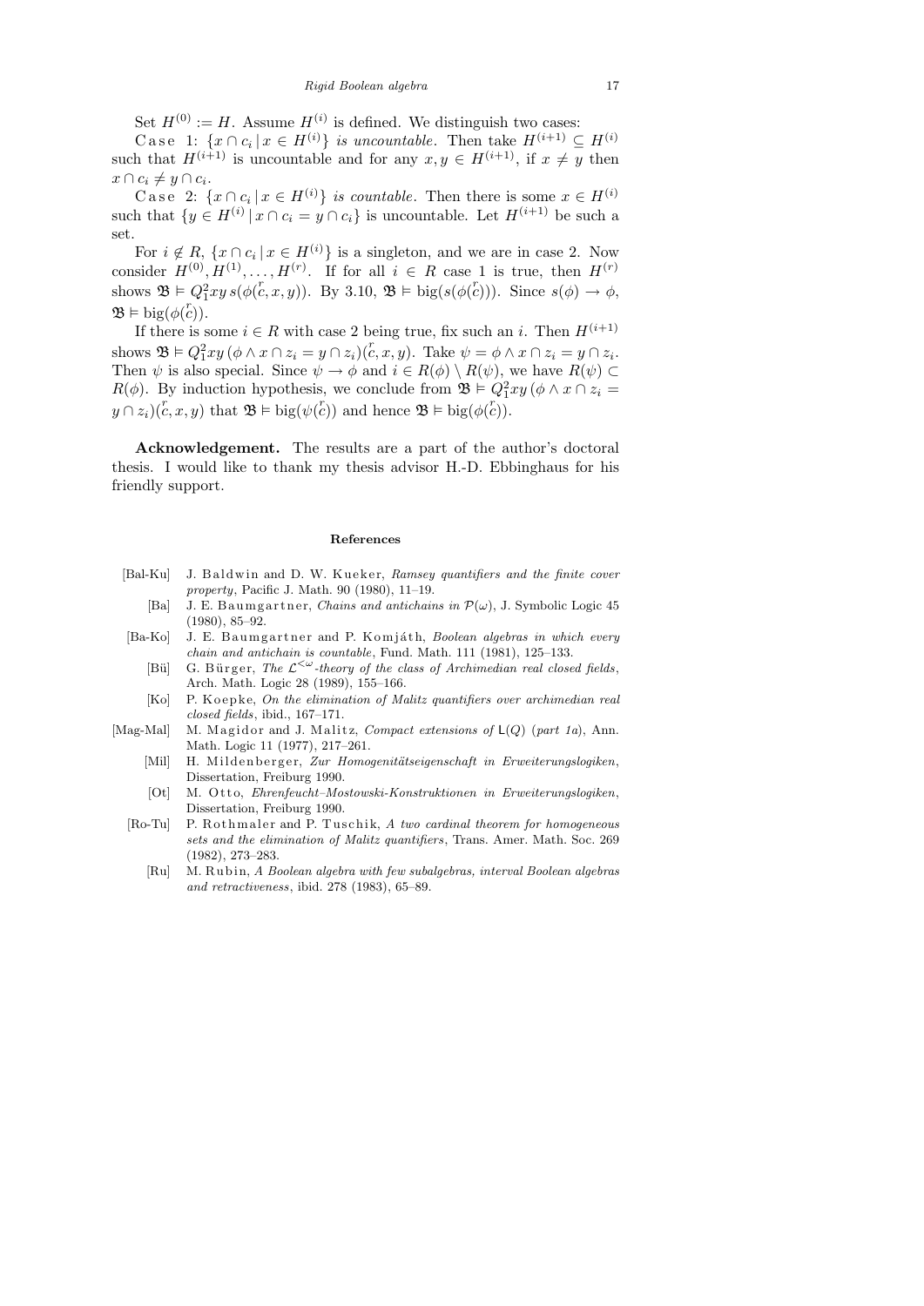Set $H^{(0)} := H$. Assume $H^{(i)}$ is defined. We distinguish two cases:

Case 1: $\{x \cap c_i \mid x \in H^{(i)}\}$ *is uncountable*. Then take $H^{(i+1)} \subseteq H^{(i)}$ such that $H^{(i+1)}$ is uncountable and for any $x, y \in H^{(i+1)}$, if $x \neq y$ then $x \cap c_i \neq y \cap c_i$.

Case 2: $\{x \cap c_i \mid x \in H^{(i)}\}$ *is countable*. Then there is some $x \in H^{(i)}$ such that $\{y \in H^{(i)} \mid x \cap c_i = y \cap c_i\}$ is uncountable. Let $H^{(i+1)}$ be such a set.

For $i \notin R$, $\{x \cap c_i \mid x \in H^{(i)}\}$ is a singleton, and we are in case 2. Now consider $H^{(0)}, H^{(1)}, \ldots, H^{(r)}$. If for all $i \in R$ case 1 is true, then $H^{(r)}$ shows $\mathfrak{B} \models Q_1^2 xy\, s(\phi(\overset{r}{c}, x, y))$. By 3.10, $\mathfrak{B} \models \mathrm{big}(s(\phi(\overset{r}{c})))$. Since $s(\phi) \to \phi$, $\mathfrak{B} \models \mathrm{big}(\phi(\overset{r}{c}))$.

If there is some $i \in R$ with case 2 being true, fix such an $i$. Then $H^{(i+1)}$ shows $\mathfrak{B} \models Q_1^2 xy\, (\phi \wedge x \cap z_i = y \cap z_i)(\overset{r}{c}, x, y)$. Take $\psi = \phi \wedge x \cap z_i = y \cap z_i$. Then $\psi$ is also special. Since $\psi \to \phi$ and $i \in R(\phi) \setminus R(\psi)$, we have $R(\psi) \subset R(\phi)$. By induction hypothesis, we conclude from $\mathfrak{B} \models Q_1^2 xy\, (\phi \wedge x \cap z_i = y \cap z_i)(\overset{r}{c}, x, y)$ that $\mathfrak{B} \models \mathrm{big}(\psi(\overset{r}{c}))$ and hence $\mathfrak{B} \models \mathrm{big}(\phi(\overset{r}{c}))$.

**Acknowledgement.** The results are a part of the author's doctoral thesis. I would like to thank my thesis advisor H.-D. Ebbinghaus for his friendly support.

## References

- [Bal-Ku] J. Baldwin and D. W. Kueker, *Ramsey quantifiers and the finite cover property*, Pacific J. Math. 90 (1980), 11–19.
- [Ba] J. E. Baumgartner, *Chains and antichains in $\mathcal{P}(\omega)$*, J. Symbolic Logic 45 (1980), 85–92.
- [Ba-Ko] J. E. Baumgartner and P. Komjáth, *Boolean algebras in which every chain and antichain is countable*, Fund. Math. 111 (1981), 125–133.
- [Bü] G. Bürger, *The $\mathcal{L}^{<\omega}$-theory of the class of Archimedian real closed fields*, Arch. Math. Logic 28 (1989), 155–166.
- [Ko] P. Koepke, *On the elimination of Malitz quantifiers over archimedian real closed fields*, ibid., 167–171.
- [Mag-Mal] M. Magidor and J. Malitz, *Compact extensions of $\mathsf{L}(Q)$ (part 1a)*, Ann. Math. Logic 11 (1977), 217–261.
- [Mil] H. Mildenberger, *Zur Homogenitätseigenschaft in Erweiterungslogiken*, Dissertation, Freiburg 1990.
- [Ot] M. Otto, *Ehrenfeucht–Mostowski-Konstruktionen in Erweiterungslogiken*, Dissertation, Freiburg 1990.
- [Ro-Tu] P. Rothmaler and P. Tuschik, *A two cardinal theorem for homogeneous sets and the elimination of Malitz quantifiers*, Trans. Amer. Math. Soc. 269 (1982), 273–283.
- [Ru] M. Rubin, *A Boolean algebra with few subalgebras, interval Boolean algebras and retractiveness*, ibid. 278 (1983), 65–89.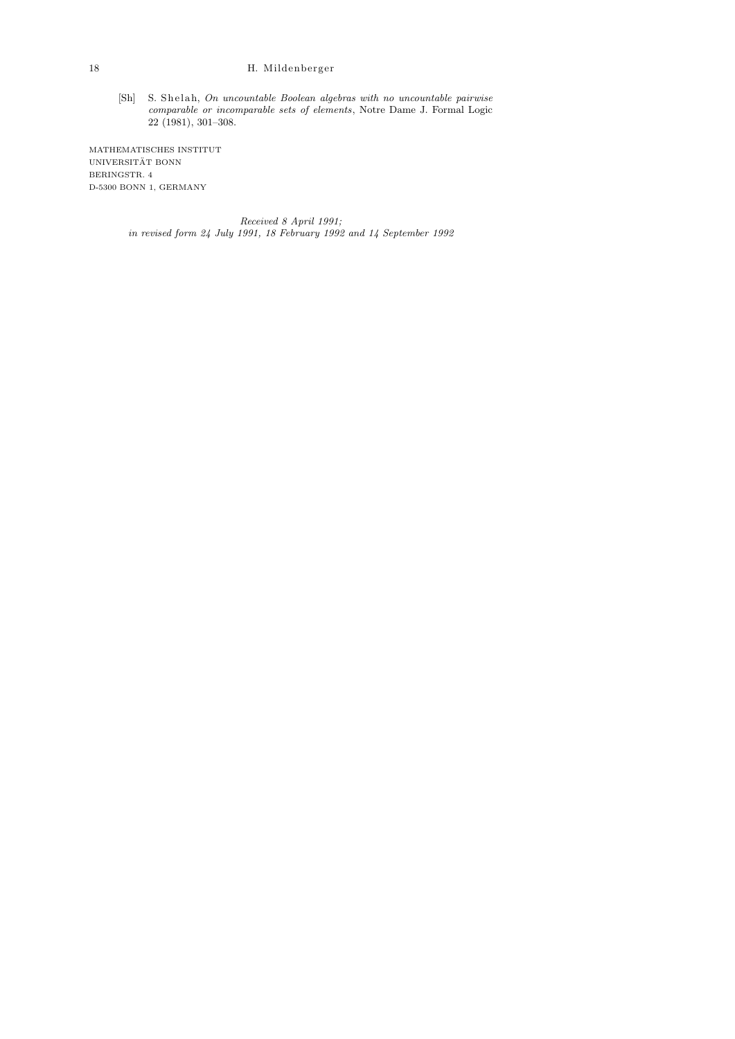[Sh] S. Shelah, *On uncountable Boolean algebras with no uncountable pairwise comparable or incomparable sets of elements*, Notre Dame J. Formal Logic 22 (1981), 301–308.

MATHEMATISCHES INSTITUT
UNIVERSITÄT BONN
BERINGSTR. 4
D-5300 BONN 1, GERMANY

*Received 8 April 1991;*
*in revised form 24 July 1991, 18 February 1992 and 14 September 1992*